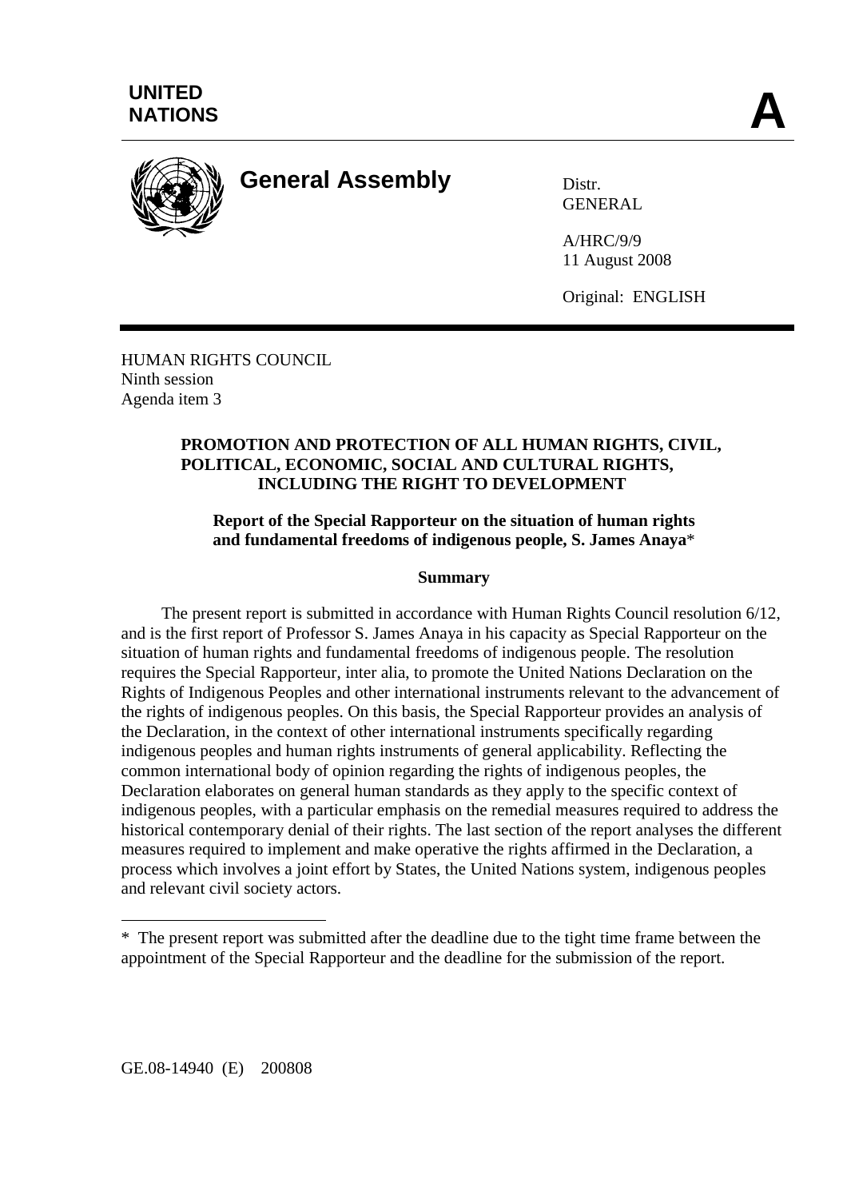**UNITED NATIONS** **A**

# General Assembly

Distr.
GENERAL

A/HRC/9/9
11 August 2008

Original: ENGLISH

HUMAN RIGHTS COUNCIL
Ninth session
Agenda item 3

**PROMOTION AND PROTECTION OF ALL HUMAN RIGHTS, CIVIL, POLITICAL, ECONOMIC, SOCIAL AND CULTURAL RIGHTS, INCLUDING THE RIGHT TO DEVELOPMENT**

**Report of the Special Rapporteur on the situation of human rights and fundamental freedoms of indigenous people, S. James Anaya***

**Summary**

The present report is submitted in accordance with Human Rights Council resolution 6/12, and is the first report of Professor S. James Anaya in his capacity as Special Rapporteur on the situation of human rights and fundamental freedoms of indigenous people. The resolution requires the Special Rapporteur, inter alia, to promote the United Nations Declaration on the Rights of Indigenous Peoples and other international instruments relevant to the advancement of the rights of indigenous peoples. On this basis, the Special Rapporteur provides an analysis of the Declaration, in the context of other international instruments specifically regarding indigenous peoples and human rights instruments of general applicability. Reflecting the common international body of opinion regarding the rights of indigenous peoples, the Declaration elaborates on general human standards as they apply to the specific context of indigenous peoples, with a particular emphasis on the remedial measures required to address the historical contemporary denial of their rights. The last section of the report analyses the different measures required to implement and make operative the rights affirmed in the Declaration, a process which involves a joint effort by States, the United Nations system, indigenous peoples and relevant civil society actors.

---

* The present report was submitted after the deadline due to the tight time frame between the appointment of the Special Rapporteur and the deadline for the submission of the report.

GE.08-14940 (E) 200808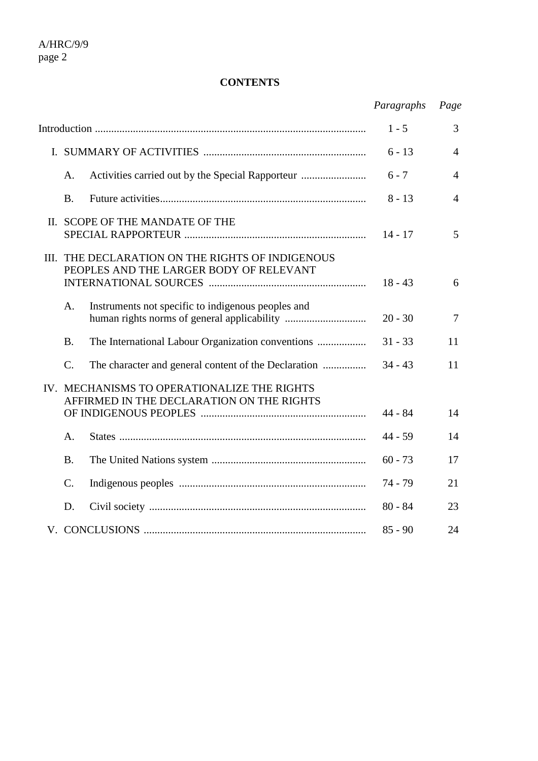**CONTENTS**

| | *Paragraphs* | *Page* |
|---|---|---|
| Introduction | 1 - 5 | 3 |
| I. SUMMARY OF ACTIVITIES | 6 - 13 | 4 |
| A. Activities carried out by the Special Rapporteur | 6 - 7 | 4 |
| B. Future activities | 8 - 13 | 4 |
| II. SCOPE OF THE MANDATE OF THE SPECIAL RAPPORTEUR | 14 - 17 | 5 |
| III. THE DECLARATION ON THE RIGHTS OF INDIGENOUS PEOPLES AND THE LARGER BODY OF RELEVANT INTERNATIONAL SOURCES | 18 - 43 | 6 |
| A. Instruments not specific to indigenous peoples and human rights norms of general applicability | 20 - 30 | 7 |
| B. The International Labour Organization conventions | 31 - 33 | 11 |
| C. The character and general content of the Declaration | 34 - 43 | 11 |
| IV. MECHANISMS TO OPERATIONALIZE THE RIGHTS AFFIRMED IN THE DECLARATION ON THE RIGHTS OF INDIGENOUS PEOPLES | 44 - 84 | 14 |
| A. States | 44 - 59 | 14 |
| B. The United Nations system | 60 - 73 | 17 |
| C. Indigenous peoples | 74 - 79 | 21 |
| D. Civil society | 80 - 84 | 23 |
| V. CONCLUSIONS | 85 - 90 | 24 |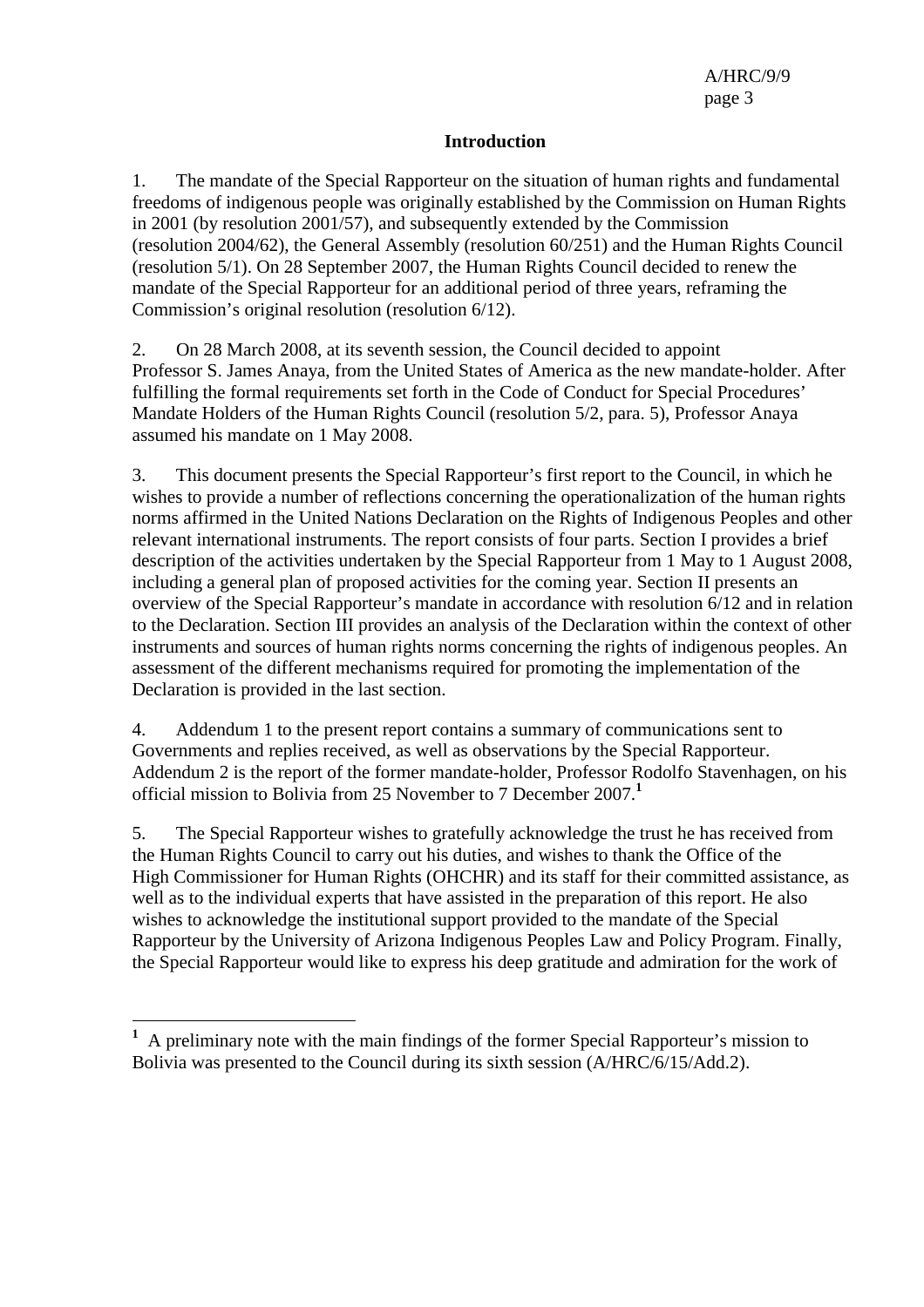## Introduction

1. The mandate of the Special Rapporteur on the situation of human rights and fundamental freedoms of indigenous people was originally established by the Commission on Human Rights in 2001 (by resolution 2001/57), and subsequently extended by the Commission (resolution 2004/62), the General Assembly (resolution 60/251) and the Human Rights Council (resolution 5/1). On 28 September 2007, the Human Rights Council decided to renew the mandate of the Special Rapporteur for an additional period of three years, reframing the Commission's original resolution (resolution 6/12).

2. On 28 March 2008, at its seventh session, the Council decided to appoint Professor S. James Anaya, from the United States of America as the new mandate-holder. After fulfilling the formal requirements set forth in the Code of Conduct for Special Procedures' Mandate Holders of the Human Rights Council (resolution 5/2, para. 5), Professor Anaya assumed his mandate on 1 May 2008.

3. This document presents the Special Rapporteur's first report to the Council, in which he wishes to provide a number of reflections concerning the operationalization of the human rights norms affirmed in the United Nations Declaration on the Rights of Indigenous Peoples and other relevant international instruments. The report consists of four parts. Section I provides a brief description of the activities undertaken by the Special Rapporteur from 1 May to 1 August 2008, including a general plan of proposed activities for the coming year. Section II presents an overview of the Special Rapporteur's mandate in accordance with resolution 6/12 and in relation to the Declaration. Section III provides an analysis of the Declaration within the context of other instruments and sources of human rights norms concerning the rights of indigenous peoples. An assessment of the different mechanisms required for promoting the implementation of the Declaration is provided in the last section.

4. Addendum 1 to the present report contains a summary of communications sent to Governments and replies received, as well as observations by the Special Rapporteur. Addendum 2 is the report of the former mandate-holder, Professor Rodolfo Stavenhagen, on his official mission to Bolivia from 25 November to 7 December 2007.[1]

5. The Special Rapporteur wishes to gratefully acknowledge the trust he has received from the Human Rights Council to carry out his duties, and wishes to thank the Office of the High Commissioner for Human Rights (OHCHR) and its staff for their committed assistance, as well as to the individual experts that have assisted in the preparation of this report. He also wishes to acknowledge the institutional support provided to the mandate of the Special Rapporteur by the University of Arizona Indigenous Peoples Law and Policy Program. Finally, the Special Rapporteur would like to express his deep gratitude and admiration for the work of

---

[1] A preliminary note with the main findings of the former Special Rapporteur's mission to Bolivia was presented to the Council during its sixth session (A/HRC/6/15/Add.2).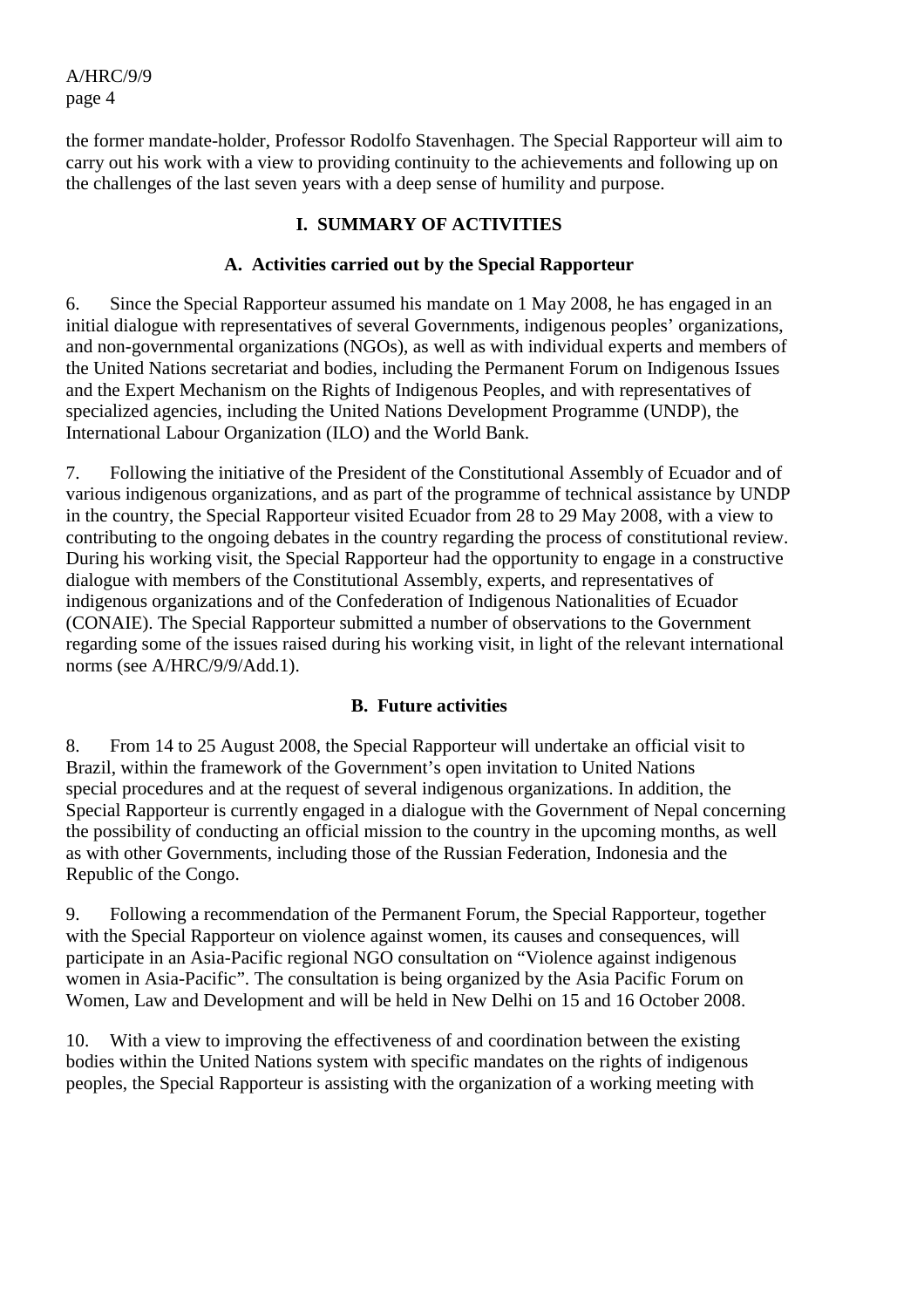the former mandate-holder, Professor Rodolfo Stavenhagen. The Special Rapporteur will aim to carry out his work with a view to providing continuity to the achievements and following up on the challenges of the last seven years with a deep sense of humility and purpose.

## I. SUMMARY OF ACTIVITIES

### A. Activities carried out by the Special Rapporteur

6. Since the Special Rapporteur assumed his mandate on 1 May 2008, he has engaged in an initial dialogue with representatives of several Governments, indigenous peoples' organizations, and non-governmental organizations (NGOs), as well as with individual experts and members of the United Nations secretariat and bodies, including the Permanent Forum on Indigenous Issues and the Expert Mechanism on the Rights of Indigenous Peoples, and with representatives of specialized agencies, including the United Nations Development Programme (UNDP), the International Labour Organization (ILO) and the World Bank.

7. Following the initiative of the President of the Constitutional Assembly of Ecuador and of various indigenous organizations, and as part of the programme of technical assistance by UNDP in the country, the Special Rapporteur visited Ecuador from 28 to 29 May 2008, with a view to contributing to the ongoing debates in the country regarding the process of constitutional review. During his working visit, the Special Rapporteur had the opportunity to engage in a constructive dialogue with members of the Constitutional Assembly, experts, and representatives of indigenous organizations and of the Confederation of Indigenous Nationalities of Ecuador (CONAIE). The Special Rapporteur submitted a number of observations to the Government regarding some of the issues raised during his working visit, in light of the relevant international norms (see A/HRC/9/9/Add.1).

### B. Future activities

8. From 14 to 25 August 2008, the Special Rapporteur will undertake an official visit to Brazil, within the framework of the Government's open invitation to United Nations special procedures and at the request of several indigenous organizations. In addition, the Special Rapporteur is currently engaged in a dialogue with the Government of Nepal concerning the possibility of conducting an official mission to the country in the upcoming months, as well as with other Governments, including those of the Russian Federation, Indonesia and the Republic of the Congo.

9. Following a recommendation of the Permanent Forum, the Special Rapporteur, together with the Special Rapporteur on violence against women, its causes and consequences, will participate in an Asia-Pacific regional NGO consultation on "Violence against indigenous women in Asia-Pacific". The consultation is being organized by the Asia Pacific Forum on Women, Law and Development and will be held in New Delhi on 15 and 16 October 2008.

10. With a view to improving the effectiveness of and coordination between the existing bodies within the United Nations system with specific mandates on the rights of indigenous peoples, the Special Rapporteur is assisting with the organization of a working meeting with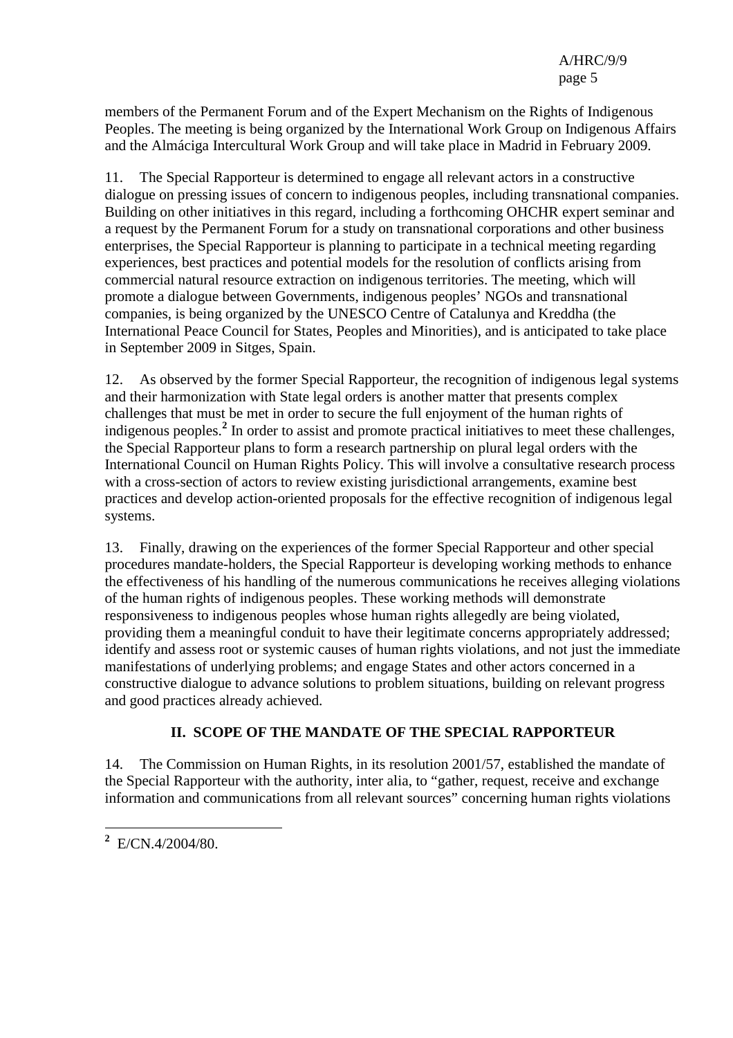members of the Permanent Forum and of the Expert Mechanism on the Rights of Indigenous Peoples. The meeting is being organized by the International Work Group on Indigenous Affairs and the Almáciga Intercultural Work Group and will take place in Madrid in February 2009.

11. The Special Rapporteur is determined to engage all relevant actors in a constructive dialogue on pressing issues of concern to indigenous peoples, including transnational companies. Building on other initiatives in this regard, including a forthcoming OHCHR expert seminar and a request by the Permanent Forum for a study on transnational corporations and other business enterprises, the Special Rapporteur is planning to participate in a technical meeting regarding experiences, best practices and potential models for the resolution of conflicts arising from commercial natural resource extraction on indigenous territories. The meeting, which will promote a dialogue between Governments, indigenous peoples' NGOs and transnational companies, is being organized by the UNESCO Centre of Catalunya and Kreddha (the International Peace Council for States, Peoples and Minorities), and is anticipated to take place in September 2009 in Sitges, Spain.

12. As observed by the former Special Rapporteur, the recognition of indigenous legal systems and their harmonization with State legal orders is another matter that presents complex challenges that must be met in order to secure the full enjoyment of the human rights of indigenous peoples.[2] In order to assist and promote practical initiatives to meet these challenges, the Special Rapporteur plans to form a research partnership on plural legal orders with the International Council on Human Rights Policy. This will involve a consultative research process with a cross-section of actors to review existing jurisdictional arrangements, examine best practices and develop action-oriented proposals for the effective recognition of indigenous legal systems.

13. Finally, drawing on the experiences of the former Special Rapporteur and other special procedures mandate-holders, the Special Rapporteur is developing working methods to enhance the effectiveness of his handling of the numerous communications he receives alleging violations of the human rights of indigenous peoples. These working methods will demonstrate responsiveness to indigenous peoples whose human rights allegedly are being violated, providing them a meaningful conduit to have their legitimate concerns appropriately addressed; identify and assess root or systemic causes of human rights violations, and not just the immediate manifestations of underlying problems; and engage States and other actors concerned in a constructive dialogue to advance solutions to problem situations, building on relevant progress and good practices already achieved.

## II. SCOPE OF THE MANDATE OF THE SPECIAL RAPPORTEUR

14. The Commission on Human Rights, in its resolution 2001/57, established the mandate of the Special Rapporteur with the authority, inter alia, to "gather, request, receive and exchange information and communications from all relevant sources" concerning human rights violations

---

[2] E/CN.4/2004/80.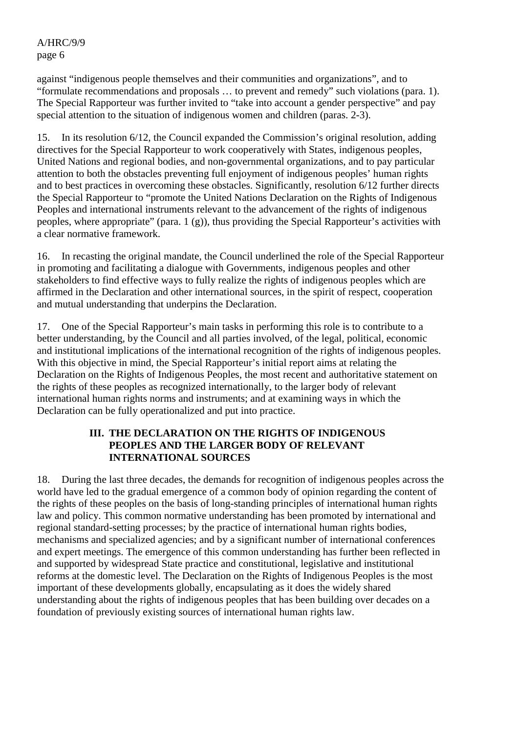against "indigenous people themselves and their communities and organizations", and to "formulate recommendations and proposals … to prevent and remedy" such violations (para. 1). The Special Rapporteur was further invited to "take into account a gender perspective" and pay special attention to the situation of indigenous women and children (paras. 2-3).

15. In its resolution 6/12, the Council expanded the Commission's original resolution, adding directives for the Special Rapporteur to work cooperatively with States, indigenous peoples, United Nations and regional bodies, and non-governmental organizations, and to pay particular attention to both the obstacles preventing full enjoyment of indigenous peoples' human rights and to best practices in overcoming these obstacles. Significantly, resolution 6/12 further directs the Special Rapporteur to "promote the United Nations Declaration on the Rights of Indigenous Peoples and international instruments relevant to the advancement of the rights of indigenous peoples, where appropriate" (para. 1 (g)), thus providing the Special Rapporteur's activities with a clear normative framework.

16. In recasting the original mandate, the Council underlined the role of the Special Rapporteur in promoting and facilitating a dialogue with Governments, indigenous peoples and other stakeholders to find effective ways to fully realize the rights of indigenous peoples which are affirmed in the Declaration and other international sources, in the spirit of respect, cooperation and mutual understanding that underpins the Declaration.

17. One of the Special Rapporteur's main tasks in performing this role is to contribute to a better understanding, by the Council and all parties involved, of the legal, political, economic and institutional implications of the international recognition of the rights of indigenous peoples. With this objective in mind, the Special Rapporteur's initial report aims at relating the Declaration on the Rights of Indigenous Peoples, the most recent and authoritative statement on the rights of these peoples as recognized internationally, to the larger body of relevant international human rights norms and instruments; and at examining ways in which the Declaration can be fully operationalized and put into practice.

## III. THE DECLARATION ON THE RIGHTS OF INDIGENOUS PEOPLES AND THE LARGER BODY OF RELEVANT INTERNATIONAL SOURCES

18. During the last three decades, the demands for recognition of indigenous peoples across the world have led to the gradual emergence of a common body of opinion regarding the content of the rights of these peoples on the basis of long-standing principles of international human rights law and policy. This common normative understanding has been promoted by international and regional standard-setting processes; by the practice of international human rights bodies, mechanisms and specialized agencies; and by a significant number of international conferences and expert meetings. The emergence of this common understanding has further been reflected in and supported by widespread State practice and constitutional, legislative and institutional reforms at the domestic level. The Declaration on the Rights of Indigenous Peoples is the most important of these developments globally, encapsulating as it does the widely shared understanding about the rights of indigenous peoples that has been building over decades on a foundation of previously existing sources of international human rights law.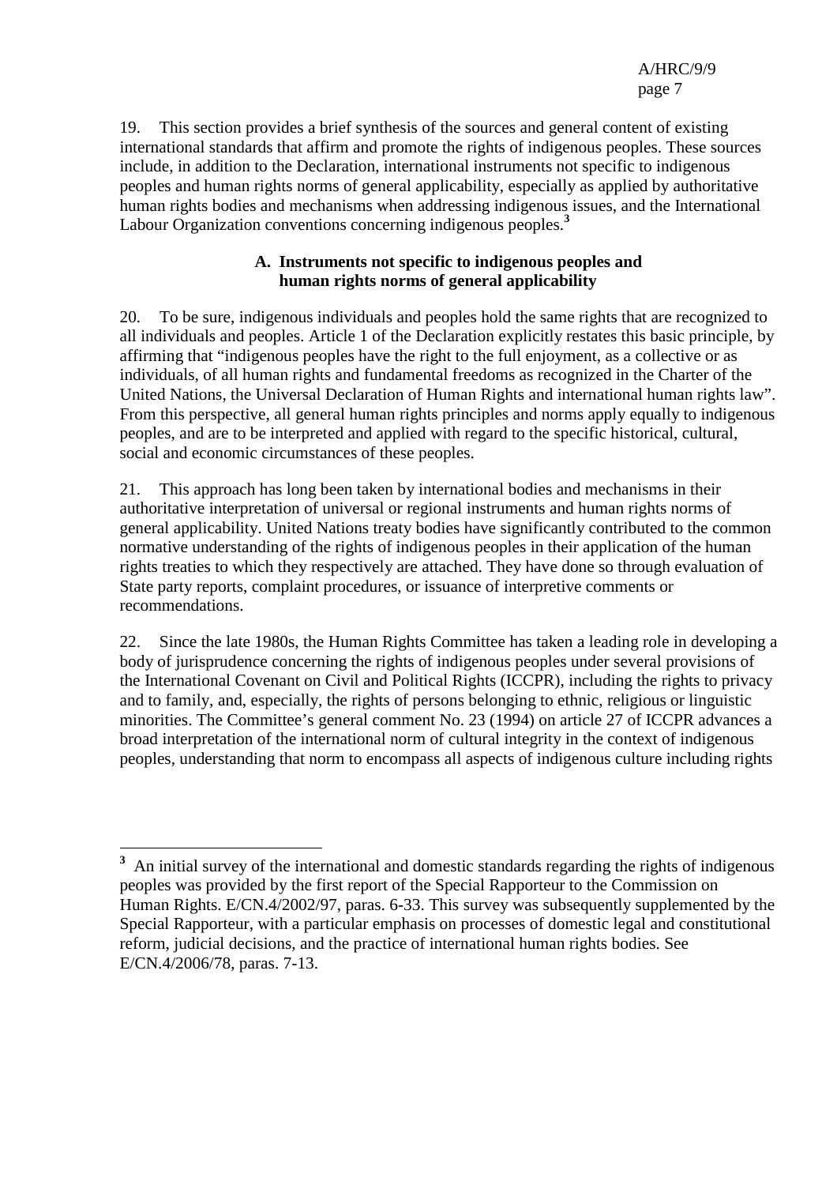19. This section provides a brief synthesis of the sources and general content of existing international standards that affirm and promote the rights of indigenous peoples. These sources include, in addition to the Declaration, international instruments not specific to indigenous peoples and human rights norms of general applicability, especially as applied by authoritative human rights bodies and mechanisms when addressing indigenous issues, and the International Labour Organization conventions concerning indigenous peoples.[3]

### A. Instruments not specific to indigenous peoples and human rights norms of general applicability

20. To be sure, indigenous individuals and peoples hold the same rights that are recognized to all individuals and peoples. Article 1 of the Declaration explicitly restates this basic principle, by affirming that "indigenous peoples have the right to the full enjoyment, as a collective or as individuals, of all human rights and fundamental freedoms as recognized in the Charter of the United Nations, the Universal Declaration of Human Rights and international human rights law". From this perspective, all general human rights principles and norms apply equally to indigenous peoples, and are to be interpreted and applied with regard to the specific historical, cultural, social and economic circumstances of these peoples.

21. This approach has long been taken by international bodies and mechanisms in their authoritative interpretation of universal or regional instruments and human rights norms of general applicability. United Nations treaty bodies have significantly contributed to the common normative understanding of the rights of indigenous peoples in their application of the human rights treaties to which they respectively are attached. They have done so through evaluation of State party reports, complaint procedures, or issuance of interpretive comments or recommendations.

22. Since the late 1980s, the Human Rights Committee has taken a leading role in developing a body of jurisprudence concerning the rights of indigenous peoples under several provisions of the International Covenant on Civil and Political Rights (ICCPR), including the rights to privacy and to family, and, especially, the rights of persons belonging to ethnic, religious or linguistic minorities. The Committee's general comment No. 23 (1994) on article 27 of ICCPR advances a broad interpretation of the international norm of cultural integrity in the context of indigenous peoples, understanding that norm to encompass all aspects of indigenous culture including rights

---

[3] An initial survey of the international and domestic standards regarding the rights of indigenous peoples was provided by the first report of the Special Rapporteur to the Commission on Human Rights. E/CN.4/2002/97, paras. 6-33. This survey was subsequently supplemented by the Special Rapporteur, with a particular emphasis on processes of domestic legal and constitutional reform, judicial decisions, and the practice of international human rights bodies. See E/CN.4/2006/78, paras. 7-13.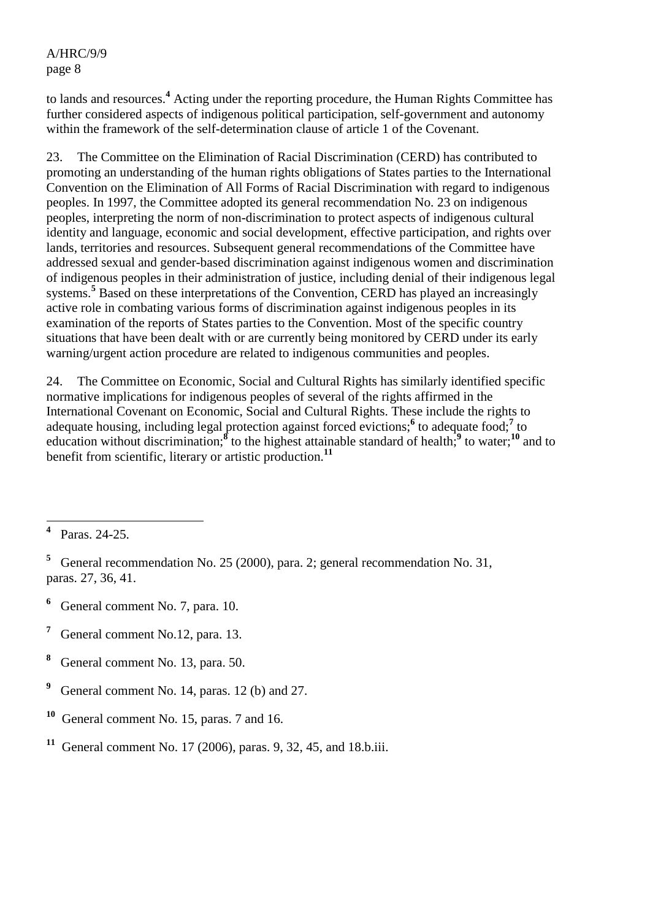to lands and resources.[4] Acting under the reporting procedure, the Human Rights Committee has further considered aspects of indigenous political participation, self-government and autonomy within the framework of the self-determination clause of article 1 of the Covenant.

23. The Committee on the Elimination of Racial Discrimination (CERD) has contributed to promoting an understanding of the human rights obligations of States parties to the International Convention on the Elimination of All Forms of Racial Discrimination with regard to indigenous peoples. In 1997, the Committee adopted its general recommendation No. 23 on indigenous peoples, interpreting the norm of non-discrimination to protect aspects of indigenous cultural identity and language, economic and social development, effective participation, and rights over lands, territories and resources. Subsequent general recommendations of the Committee have addressed sexual and gender-based discrimination against indigenous women and discrimination of indigenous peoples in their administration of justice, including denial of their indigenous legal systems.[5] Based on these interpretations of the Convention, CERD has played an increasingly active role in combating various forms of discrimination against indigenous peoples in its examination of the reports of States parties to the Convention. Most of the specific country situations that have been dealt with or are currently being monitored by CERD under its early warning/urgent action procedure are related to indigenous communities and peoples.

24. The Committee on Economic, Social and Cultural Rights has similarly identified specific normative implications for indigenous peoples of several of the rights affirmed in the International Covenant on Economic, Social and Cultural Rights. These include the rights to adequate housing, including legal protection against forced evictions;[6] to adequate food;[7] to education without discrimination;[8] to the highest attainable standard of health;[9] to water;[10] and to benefit from scientific, literary or artistic production.[11]

---

[4] Paras. 24-25.

[5] General recommendation No. 25 (2000), para. 2; general recommendation No. 31, paras. 27, 36, 41.

[6] General comment No. 7, para. 10.

[7] General comment No.12, para. 13.

[8] General comment No. 13, para. 50.

[9] General comment No. 14, paras. 12 (b) and 27.

[10] General comment No. 15, paras. 7 and 16.

[11] General comment No. 17 (2006), paras. 9, 32, 45, and 18.b.iii.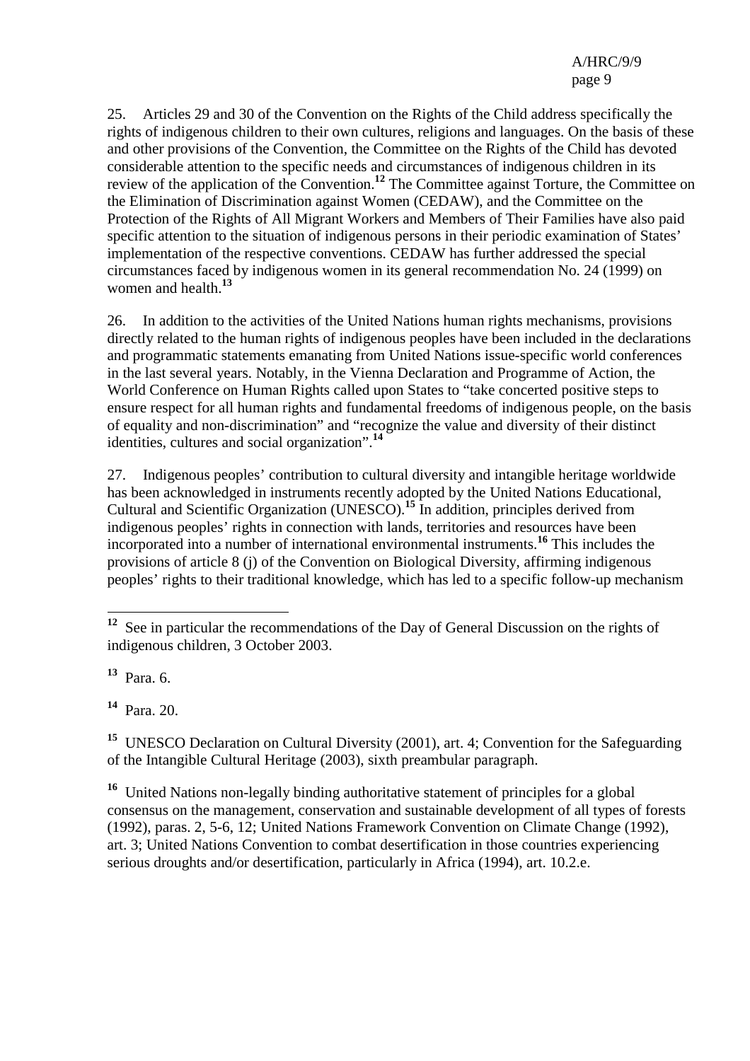25. Articles 29 and 30 of the Convention on the Rights of the Child address specifically the rights of indigenous children to their own cultures, religions and languages. On the basis of these and other provisions of the Convention, the Committee on the Rights of the Child has devoted considerable attention to the specific needs and circumstances of indigenous children in its review of the application of the Convention.[12] The Committee against Torture, the Committee on the Elimination of Discrimination against Women (CEDAW), and the Committee on the Protection of the Rights of All Migrant Workers and Members of Their Families have also paid specific attention to the situation of indigenous persons in their periodic examination of States' implementation of the respective conventions. CEDAW has further addressed the special circumstances faced by indigenous women in its general recommendation No. 24 (1999) on women and health.[13]

26. In addition to the activities of the United Nations human rights mechanisms, provisions directly related to the human rights of indigenous peoples have been included in the declarations and programmatic statements emanating from United Nations issue-specific world conferences in the last several years. Notably, in the Vienna Declaration and Programme of Action, the World Conference on Human Rights called upon States to "take concerted positive steps to ensure respect for all human rights and fundamental freedoms of indigenous people, on the basis of equality and non-discrimination" and "recognize the value and diversity of their distinct identities, cultures and social organization".[14]

27. Indigenous peoples' contribution to cultural diversity and intangible heritage worldwide has been acknowledged in instruments recently adopted by the United Nations Educational, Cultural and Scientific Organization (UNESCO).[15] In addition, principles derived from indigenous peoples' rights in connection with lands, territories and resources have been incorporated into a number of international environmental instruments.[16] This includes the provisions of article 8 (j) of the Convention on Biological Diversity, affirming indigenous peoples' rights to their traditional knowledge, which has led to a specific follow-up mechanism

---

[12] See in particular the recommendations of the Day of General Discussion on the rights of indigenous children, 3 October 2003.

[13] Para. 6.

[14] Para. 20.

[15] UNESCO Declaration on Cultural Diversity (2001), art. 4; Convention for the Safeguarding of the Intangible Cultural Heritage (2003), sixth preambular paragraph.

[16] United Nations non-legally binding authoritative statement of principles for a global consensus on the management, conservation and sustainable development of all types of forests (1992), paras. 2, 5-6, 12; United Nations Framework Convention on Climate Change (1992), art. 3; United Nations Convention to combat desertification in those countries experiencing serious droughts and/or desertification, particularly in Africa (1994), art. 10.2.e.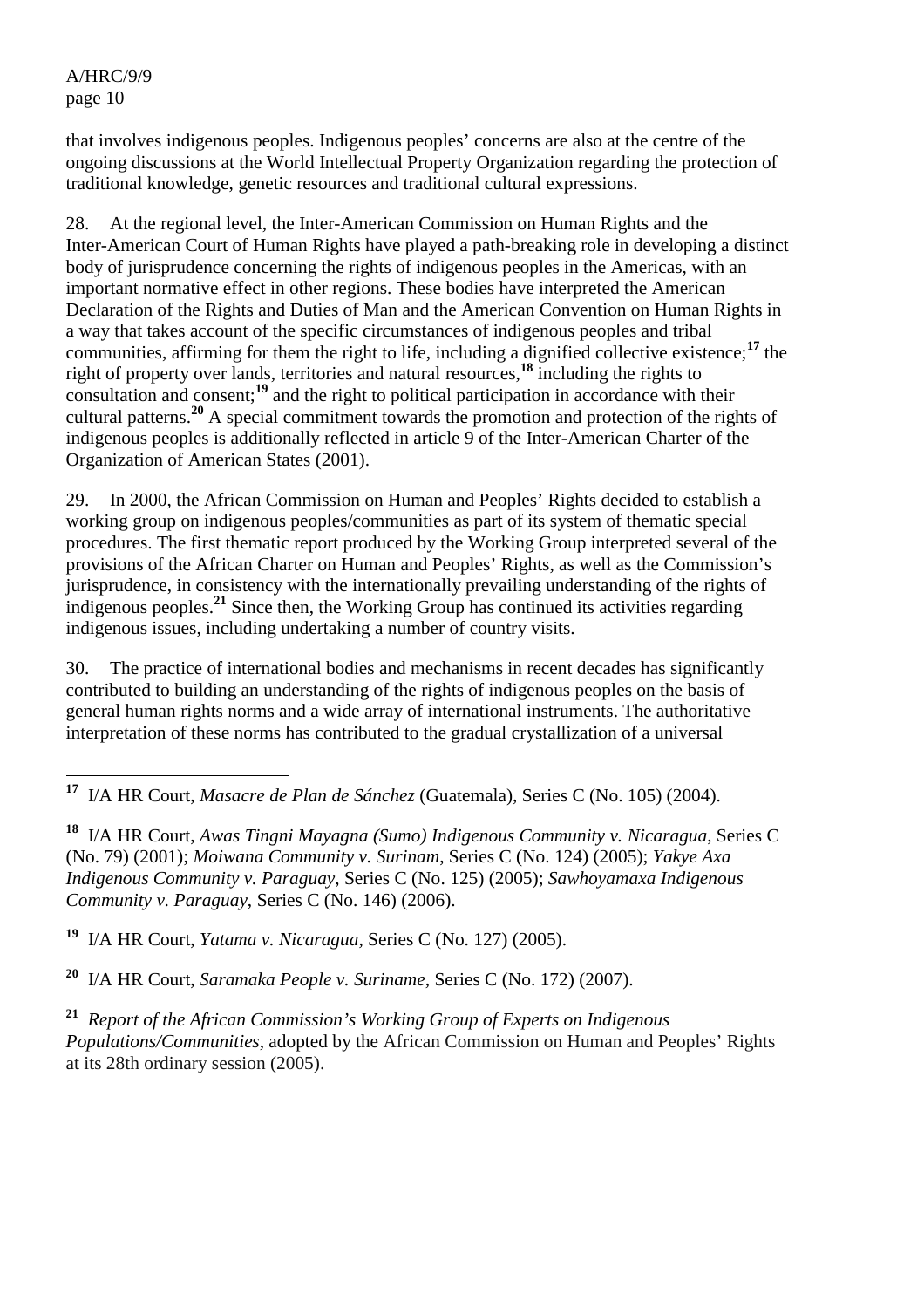that involves indigenous peoples. Indigenous peoples' concerns are also at the centre of the ongoing discussions at the World Intellectual Property Organization regarding the protection of traditional knowledge, genetic resources and traditional cultural expressions.

28. At the regional level, the Inter-American Commission on Human Rights and the Inter-American Court of Human Rights have played a path-breaking role in developing a distinct body of jurisprudence concerning the rights of indigenous peoples in the Americas, with an important normative effect in other regions. These bodies have interpreted the American Declaration of the Rights and Duties of Man and the American Convention on Human Rights in a way that takes account of the specific circumstances of indigenous peoples and tribal communities, affirming for them the right to life, including a dignified collective existence;[17] the right of property over lands, territories and natural resources,[18] including the rights to consultation and consent;[19] and the right to political participation in accordance with their cultural patterns.[20] A special commitment towards the promotion and protection of the rights of indigenous peoples is additionally reflected in article 9 of the Inter-American Charter of the Organization of American States (2001).

29. In 2000, the African Commission on Human and Peoples' Rights decided to establish a working group on indigenous peoples/communities as part of its system of thematic special procedures. The first thematic report produced by the Working Group interpreted several of the provisions of the African Charter on Human and Peoples' Rights, as well as the Commission's jurisprudence, in consistency with the internationally prevailing understanding of the rights of indigenous peoples.[21] Since then, the Working Group has continued its activities regarding indigenous issues, including undertaking a number of country visits.

30. The practice of international bodies and mechanisms in recent decades has significantly contributed to building an understanding of the rights of indigenous peoples on the basis of general human rights norms and a wide array of international instruments. The authoritative interpretation of these norms has contributed to the gradual crystallization of a universal

---

[17] I/A HR Court, *Masacre de Plan de Sánchez* (Guatemala), Series C (No. 105) (2004).

[18] I/A HR Court, *Awas Tingni Mayagna (Sumo) Indigenous Community v. Nicaragua*, Series C (No. 79) (2001); *Moiwana Community v. Surinam*, Series C (No. 124) (2005); *Yakye Axa Indigenous Community v. Paraguay*, Series C (No. 125) (2005); *Sawhoyamaxa Indigenous Community v. Paraguay*, Series C (No. 146) (2006).

[19] I/A HR Court, *Yatama v. Nicaragua*, Series C (No. 127) (2005).

[20] I/A HR Court, *Saramaka People v. Suriname*, Series C (No. 172) (2007).

[21] *Report of the African Commission's Working Group of Experts on Indigenous Populations/Communities*, adopted by the African Commission on Human and Peoples' Rights at its 28th ordinary session (2005).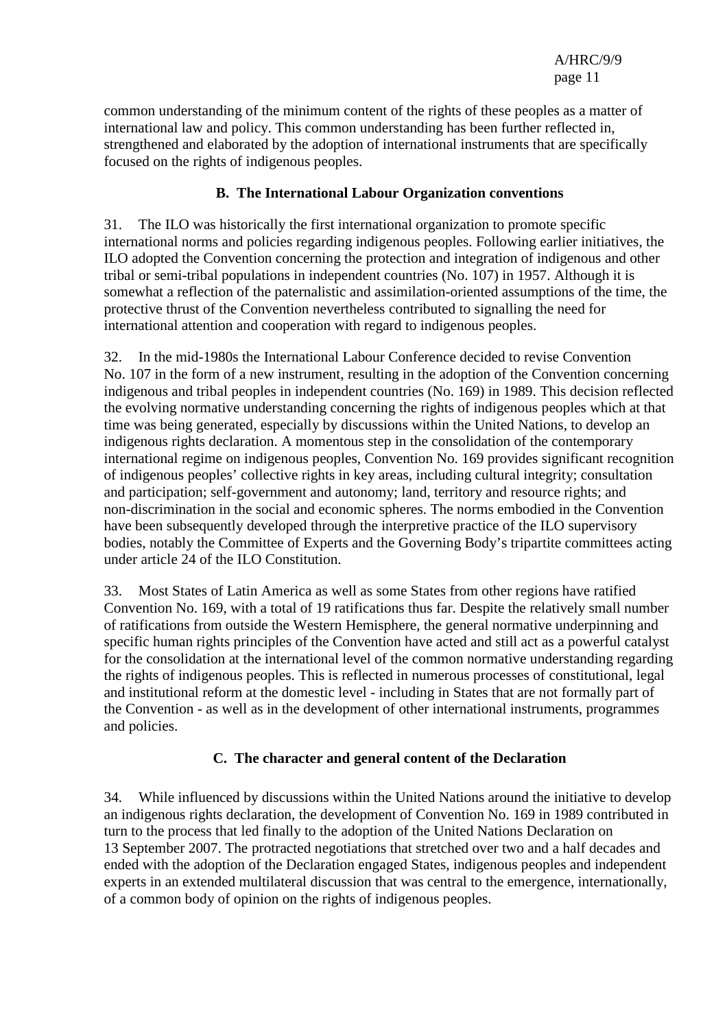common understanding of the minimum content of the rights of these peoples as a matter of international law and policy. This common understanding has been further reflected in, strengthened and elaborated by the adoption of international instruments that are specifically focused on the rights of indigenous peoples.

### B. The International Labour Organization conventions

31. The ILO was historically the first international organization to promote specific international norms and policies regarding indigenous peoples. Following earlier initiatives, the ILO adopted the Convention concerning the protection and integration of indigenous and other tribal or semi-tribal populations in independent countries (No. 107) in 1957. Although it is somewhat a reflection of the paternalistic and assimilation-oriented assumptions of the time, the protective thrust of the Convention nevertheless contributed to signalling the need for international attention and cooperation with regard to indigenous peoples.

32. In the mid-1980s the International Labour Conference decided to revise Convention No. 107 in the form of a new instrument, resulting in the adoption of the Convention concerning indigenous and tribal peoples in independent countries (No. 169) in 1989. This decision reflected the evolving normative understanding concerning the rights of indigenous peoples which at that time was being generated, especially by discussions within the United Nations, to develop an indigenous rights declaration. A momentous step in the consolidation of the contemporary international regime on indigenous peoples, Convention No. 169 provides significant recognition of indigenous peoples' collective rights in key areas, including cultural integrity; consultation and participation; self-government and autonomy; land, territory and resource rights; and non-discrimination in the social and economic spheres. The norms embodied in the Convention have been subsequently developed through the interpretive practice of the ILO supervisory bodies, notably the Committee of Experts and the Governing Body's tripartite committees acting under article 24 of the ILO Constitution.

33. Most States of Latin America as well as some States from other regions have ratified Convention No. 169, with a total of 19 ratifications thus far. Despite the relatively small number of ratifications from outside the Western Hemisphere, the general normative underpinning and specific human rights principles of the Convention have acted and still act as a powerful catalyst for the consolidation at the international level of the common normative understanding regarding the rights of indigenous peoples. This is reflected in numerous processes of constitutional, legal and institutional reform at the domestic level - including in States that are not formally part of the Convention - as well as in the development of other international instruments, programmes and policies.

### C. The character and general content of the Declaration

34. While influenced by discussions within the United Nations around the initiative to develop an indigenous rights declaration, the development of Convention No. 169 in 1989 contributed in turn to the process that led finally to the adoption of the United Nations Declaration on 13 September 2007. The protracted negotiations that stretched over two and a half decades and ended with the adoption of the Declaration engaged States, indigenous peoples and independent experts in an extended multilateral discussion that was central to the emergence, internationally, of a common body of opinion on the rights of indigenous peoples.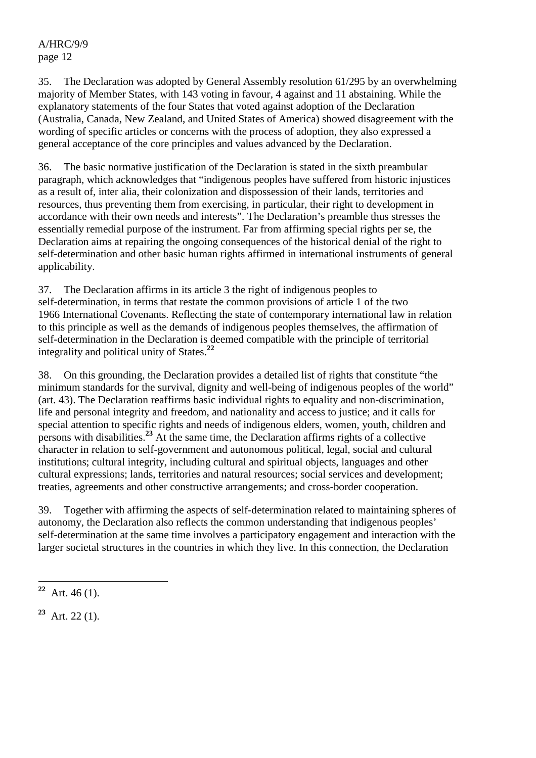35. The Declaration was adopted by General Assembly resolution 61/295 by an overwhelming majority of Member States, with 143 voting in favour, 4 against and 11 abstaining. While the explanatory statements of the four States that voted against adoption of the Declaration (Australia, Canada, New Zealand, and United States of America) showed disagreement with the wording of specific articles or concerns with the process of adoption, they also expressed a general acceptance of the core principles and values advanced by the Declaration.

36. The basic normative justification of the Declaration is stated in the sixth preambular paragraph, which acknowledges that "indigenous peoples have suffered from historic injustices as a result of, inter alia, their colonization and dispossession of their lands, territories and resources, thus preventing them from exercising, in particular, their right to development in accordance with their own needs and interests". The Declaration's preamble thus stresses the essentially remedial purpose of the instrument. Far from affirming special rights per se, the Declaration aims at repairing the ongoing consequences of the historical denial of the right to self-determination and other basic human rights affirmed in international instruments of general applicability.

37. The Declaration affirms in its article 3 the right of indigenous peoples to self-determination, in terms that restate the common provisions of article 1 of the two 1966 International Covenants. Reflecting the state of contemporary international law in relation to this principle as well as the demands of indigenous peoples themselves, the affirmation of self-determination in the Declaration is deemed compatible with the principle of territorial integrality and political unity of States.[22]

38. On this grounding, the Declaration provides a detailed list of rights that constitute "the minimum standards for the survival, dignity and well-being of indigenous peoples of the world" (art. 43). The Declaration reaffirms basic individual rights to equality and non-discrimination, life and personal integrity and freedom, and nationality and access to justice; and it calls for special attention to specific rights and needs of indigenous elders, women, youth, children and persons with disabilities.[23] At the same time, the Declaration affirms rights of a collective character in relation to self-government and autonomous political, legal, social and cultural institutions; cultural integrity, including cultural and spiritual objects, languages and other cultural expressions; lands, territories and natural resources; social services and development; treaties, agreements and other constructive arrangements; and cross-border cooperation.

39. Together with affirming the aspects of self-determination related to maintaining spheres of autonomy, the Declaration also reflects the common understanding that indigenous peoples' self-determination at the same time involves a participatory engagement and interaction with the larger societal structures in the countries in which they live. In this connection, the Declaration

---

[22] Art. 46 (1).

[23] Art. 22 (1).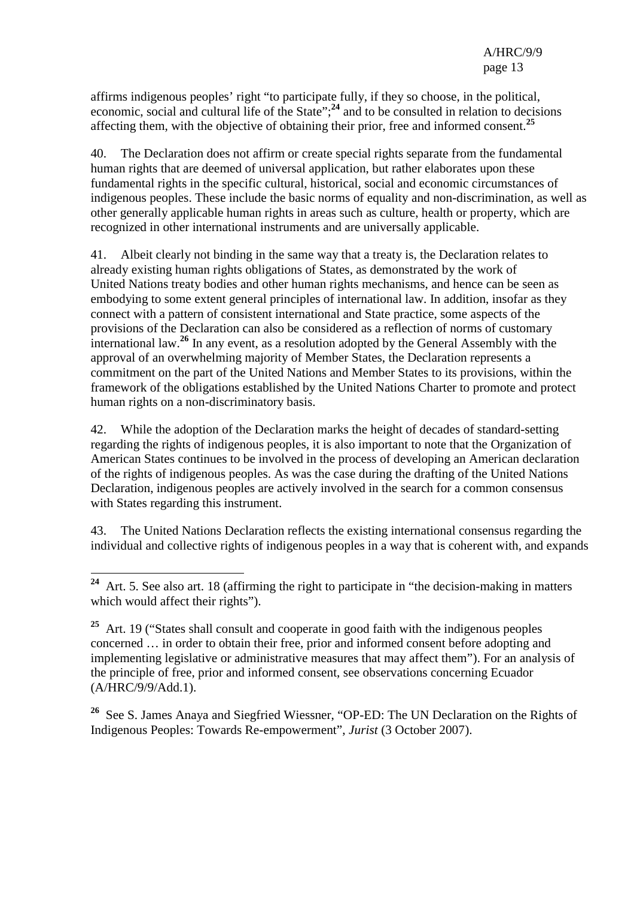affirms indigenous peoples' right "to participate fully, if they so choose, in the political, economic, social and cultural life of the State";[24] and to be consulted in relation to decisions affecting them, with the objective of obtaining their prior, free and informed consent.[25]

40. The Declaration does not affirm or create special rights separate from the fundamental human rights that are deemed of universal application, but rather elaborates upon these fundamental rights in the specific cultural, historical, social and economic circumstances of indigenous peoples. These include the basic norms of equality and non-discrimination, as well as other generally applicable human rights in areas such as culture, health or property, which are recognized in other international instruments and are universally applicable.

41. Albeit clearly not binding in the same way that a treaty is, the Declaration relates to already existing human rights obligations of States, as demonstrated by the work of United Nations treaty bodies and other human rights mechanisms, and hence can be seen as embodying to some extent general principles of international law. In addition, insofar as they connect with a pattern of consistent international and State practice, some aspects of the provisions of the Declaration can also be considered as a reflection of norms of customary international law.[26] In any event, as a resolution adopted by the General Assembly with the approval of an overwhelming majority of Member States, the Declaration represents a commitment on the part of the United Nations and Member States to its provisions, within the framework of the obligations established by the United Nations Charter to promote and protect human rights on a non-discriminatory basis.

42. While the adoption of the Declaration marks the height of decades of standard-setting regarding the rights of indigenous peoples, it is also important to note that the Organization of American States continues to be involved in the process of developing an American declaration of the rights of indigenous peoples. As was the case during the drafting of the United Nations Declaration, indigenous peoples are actively involved in the search for a common consensus with States regarding this instrument.

43. The United Nations Declaration reflects the existing international consensus regarding the individual and collective rights of indigenous peoples in a way that is coherent with, and expands

---

[24] Art. 5. See also art. 18 (affirming the right to participate in "the decision-making in matters which would affect their rights").

[25] Art. 19 ("States shall consult and cooperate in good faith with the indigenous peoples concerned … in order to obtain their free, prior and informed consent before adopting and implementing legislative or administrative measures that may affect them"). For an analysis of the principle of free, prior and informed consent, see observations concerning Ecuador (A/HRC/9/9/Add.1).

[26] See S. James Anaya and Siegfried Wiessner, "OP-ED: The UN Declaration on the Rights of Indigenous Peoples: Towards Re-empowerment", *Jurist* (3 October 2007).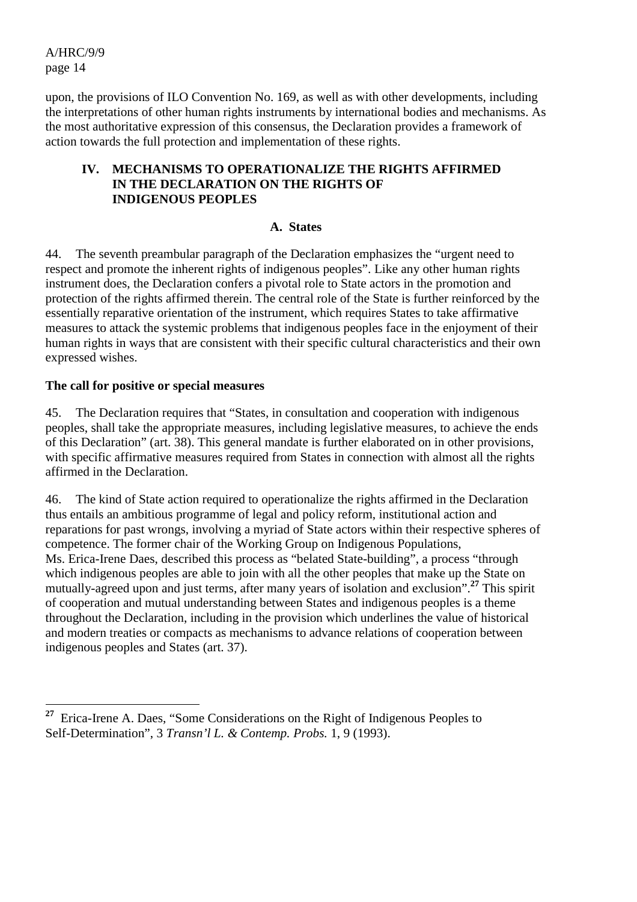upon, the provisions of ILO Convention No. 169, as well as with other developments, including the interpretations of other human rights instruments by international bodies and mechanisms. As the most authoritative expression of this consensus, the Declaration provides a framework of action towards the full protection and implementation of these rights.

## IV. MECHANISMS TO OPERATIONALIZE THE RIGHTS AFFIRMED IN THE DECLARATION ON THE RIGHTS OF INDIGENOUS PEOPLES

### A. States

44. The seventh preambular paragraph of the Declaration emphasizes the "urgent need to respect and promote the inherent rights of indigenous peoples". Like any other human rights instrument does, the Declaration confers a pivotal role to State actors in the promotion and protection of the rights affirmed therein. The central role of the State is further reinforced by the essentially reparative orientation of the instrument, which requires States to take affirmative measures to attack the systemic problems that indigenous peoples face in the enjoyment of their human rights in ways that are consistent with their specific cultural characteristics and their own expressed wishes.

**The call for positive or special measures**

45. The Declaration requires that "States, in consultation and cooperation with indigenous peoples, shall take the appropriate measures, including legislative measures, to achieve the ends of this Declaration" (art. 38). This general mandate is further elaborated on in other provisions, with specific affirmative measures required from States in connection with almost all the rights affirmed in the Declaration.

46. The kind of State action required to operationalize the rights affirmed in the Declaration thus entails an ambitious programme of legal and policy reform, institutional action and reparations for past wrongs, involving a myriad of State actors within their respective spheres of competence. The former chair of the Working Group on Indigenous Populations, Ms. Erica-Irene Daes, described this process as "belated State-building", a process "through which indigenous peoples are able to join with all the other peoples that make up the State on mutually-agreed upon and just terms, after many years of isolation and exclusion".[27] This spirit of cooperation and mutual understanding between States and indigenous peoples is a theme throughout the Declaration, including in the provision which underlines the value of historical and modern treaties or compacts as mechanisms to advance relations of cooperation between indigenous peoples and States (art. 37).

---

[27] Erica-Irene A. Daes, "Some Considerations on the Right of Indigenous Peoples to Self-Determination", 3 *Transn'l L. & Contemp. Probs.* 1, 9 (1993).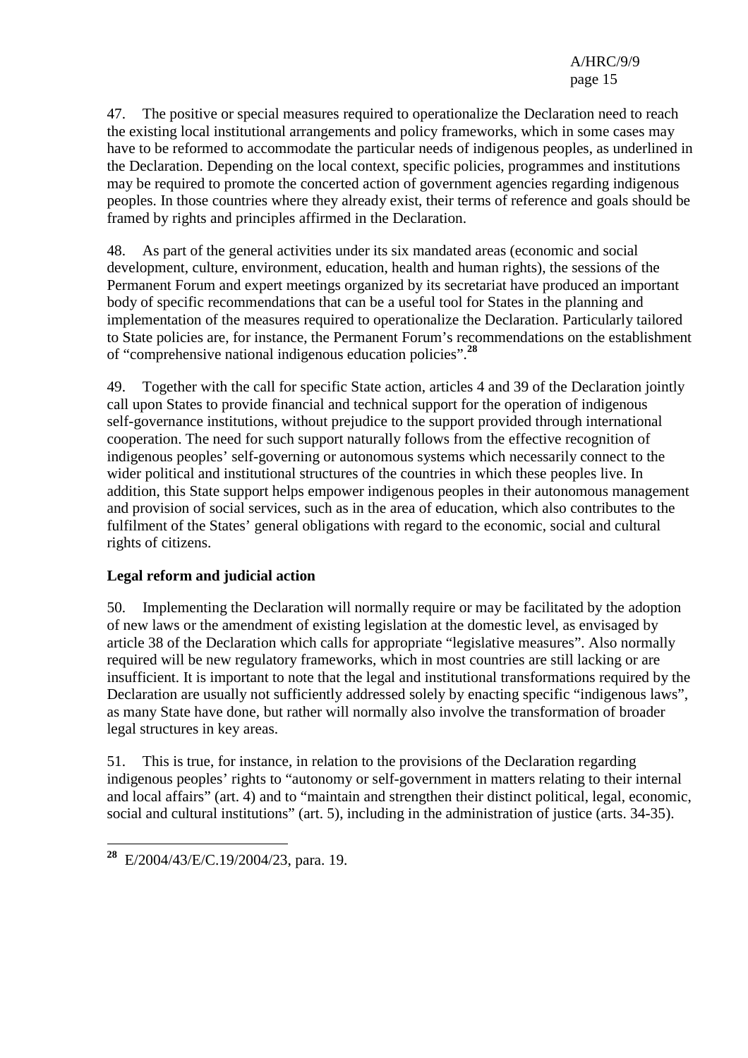47. The positive or special measures required to operationalize the Declaration need to reach the existing local institutional arrangements and policy frameworks, which in some cases may have to be reformed to accommodate the particular needs of indigenous peoples, as underlined in the Declaration. Depending on the local context, specific policies, programmes and institutions may be required to promote the concerted action of government agencies regarding indigenous peoples. In those countries where they already exist, their terms of reference and goals should be framed by rights and principles affirmed in the Declaration.

48. As part of the general activities under its six mandated areas (economic and social development, culture, environment, education, health and human rights), the sessions of the Permanent Forum and expert meetings organized by its secretariat have produced an important body of specific recommendations that can be a useful tool for States in the planning and implementation of the measures required to operationalize the Declaration. Particularly tailored to State policies are, for instance, the Permanent Forum's recommendations on the establishment of "comprehensive national indigenous education policies".[28]

49. Together with the call for specific State action, articles 4 and 39 of the Declaration jointly call upon States to provide financial and technical support for the operation of indigenous self-governance institutions, without prejudice to the support provided through international cooperation. The need for such support naturally follows from the effective recognition of indigenous peoples' self-governing or autonomous systems which necessarily connect to the wider political and institutional structures of the countries in which these peoples live. In addition, this State support helps empower indigenous peoples in their autonomous management and provision of social services, such as in the area of education, which also contributes to the fulfilment of the States' general obligations with regard to the economic, social and cultural rights of citizens.

**Legal reform and judicial action**

50. Implementing the Declaration will normally require or may be facilitated by the adoption of new laws or the amendment of existing legislation at the domestic level, as envisaged by article 38 of the Declaration which calls for appropriate "legislative measures". Also normally required will be new regulatory frameworks, which in most countries are still lacking or are insufficient. It is important to note that the legal and institutional transformations required by the Declaration are usually not sufficiently addressed solely by enacting specific "indigenous laws", as many State have done, but rather will normally also involve the transformation of broader legal structures in key areas.

51. This is true, for instance, in relation to the provisions of the Declaration regarding indigenous peoples' rights to "autonomy or self-government in matters relating to their internal and local affairs" (art. 4) and to "maintain and strengthen their distinct political, legal, economic, social and cultural institutions" (art. 5), including in the administration of justice (arts. 34-35).

---

[28] E/2004/43/E/C.19/2004/23, para. 19.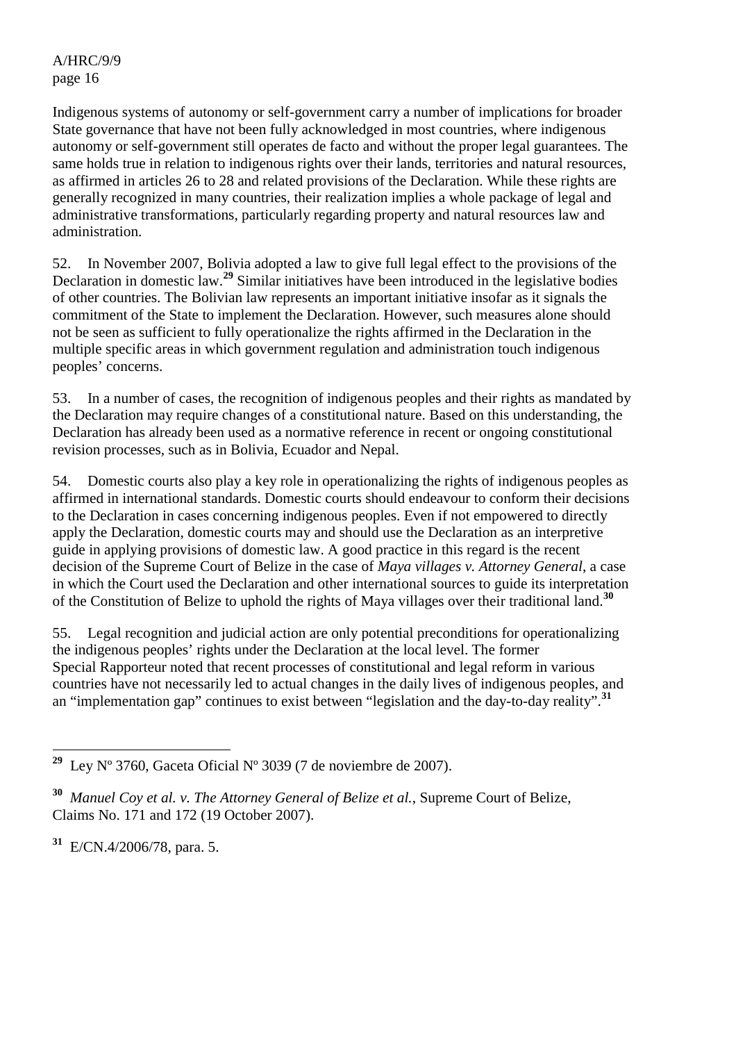Indigenous systems of autonomy or self-government carry a number of implications for broader State governance that have not been fully acknowledged in most countries, where indigenous autonomy or self-government still operates de facto and without the proper legal guarantees. The same holds true in relation to indigenous rights over their lands, territories and natural resources, as affirmed in articles 26 to 28 and related provisions of the Declaration. While these rights are generally recognized in many countries, their realization implies a whole package of legal and administrative transformations, particularly regarding property and natural resources law and administration.

52. In November 2007, Bolivia adopted a law to give full legal effect to the provisions of the Declaration in domestic law.[29] Similar initiatives have been introduced in the legislative bodies of other countries. The Bolivian law represents an important initiative insofar as it signals the commitment of the State to implement the Declaration. However, such measures alone should not be seen as sufficient to fully operationalize the rights affirmed in the Declaration in the multiple specific areas in which government regulation and administration touch indigenous peoples' concerns.

53. In a number of cases, the recognition of indigenous peoples and their rights as mandated by the Declaration may require changes of a constitutional nature. Based on this understanding, the Declaration has already been used as a normative reference in recent or ongoing constitutional revision processes, such as in Bolivia, Ecuador and Nepal.

54. Domestic courts also play a key role in operationalizing the rights of indigenous peoples as affirmed in international standards. Domestic courts should endeavour to conform their decisions to the Declaration in cases concerning indigenous peoples. Even if not empowered to directly apply the Declaration, domestic courts may and should use the Declaration as an interpretive guide in applying provisions of domestic law. A good practice in this regard is the recent decision of the Supreme Court of Belize in the case of *Maya villages v. Attorney General*, a case in which the Court used the Declaration and other international sources to guide its interpretation of the Constitution of Belize to uphold the rights of Maya villages over their traditional land.[30]

55. Legal recognition and judicial action are only potential preconditions for operationalizing the indigenous peoples' rights under the Declaration at the local level. The former Special Rapporteur noted that recent processes of constitutional and legal reform in various countries have not necessarily led to actual changes in the daily lives of indigenous peoples, and an "implementation gap" continues to exist between "legislation and the day-to-day reality".[31]

---

[29] Ley Nº 3760, Gaceta Oficial Nº 3039 (7 de noviembre de 2007).

[30] *Manuel Coy et al. v. The Attorney General of Belize et al.*, Supreme Court of Belize, Claims No. 171 and 172 (19 October 2007).

[31] E/CN.4/2006/78, para. 5.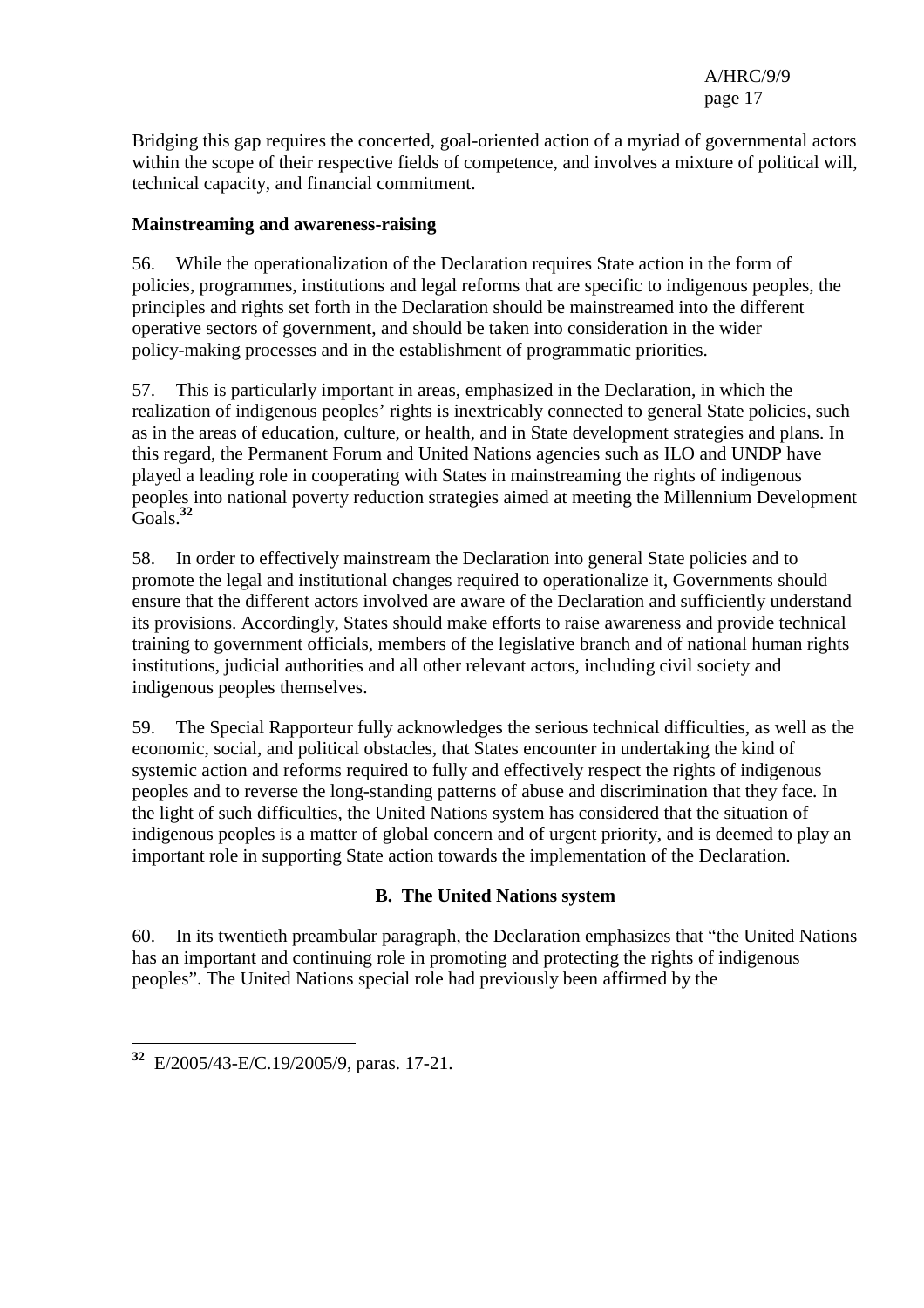Bridging this gap requires the concerted, goal-oriented action of a myriad of governmental actors within the scope of their respective fields of competence, and involves a mixture of political will, technical capacity, and financial commitment.

**Mainstreaming and awareness-raising**

56. While the operationalization of the Declaration requires State action in the form of policies, programmes, institutions and legal reforms that are specific to indigenous peoples, the principles and rights set forth in the Declaration should be mainstreamed into the different operative sectors of government, and should be taken into consideration in the wider policy-making processes and in the establishment of programmatic priorities.

57. This is particularly important in areas, emphasized in the Declaration, in which the realization of indigenous peoples' rights is inextricably connected to general State policies, such as in the areas of education, culture, or health, and in State development strategies and plans. In this regard, the Permanent Forum and United Nations agencies such as ILO and UNDP have played a leading role in cooperating with States in mainstreaming the rights of indigenous peoples into national poverty reduction strategies aimed at meeting the Millennium Development Goals.[32]

58. In order to effectively mainstream the Declaration into general State policies and to promote the legal and institutional changes required to operationalize it, Governments should ensure that the different actors involved are aware of the Declaration and sufficiently understand its provisions. Accordingly, States should make efforts to raise awareness and provide technical training to government officials, members of the legislative branch and of national human rights institutions, judicial authorities and all other relevant actors, including civil society and indigenous peoples themselves.

59. The Special Rapporteur fully acknowledges the serious technical difficulties, as well as the economic, social, and political obstacles, that States encounter in undertaking the kind of systemic action and reforms required to fully and effectively respect the rights of indigenous peoples and to reverse the long-standing patterns of abuse and discrimination that they face. In the light of such difficulties, the United Nations system has considered that the situation of indigenous peoples is a matter of global concern and of urgent priority, and is deemed to play an important role in supporting State action towards the implementation of the Declaration.

## B. The United Nations system

60. In its twentieth preambular paragraph, the Declaration emphasizes that "the United Nations has an important and continuing role in promoting and protecting the rights of indigenous peoples". The United Nations special role had previously been affirmed by the

---

[32] E/2005/43-E/C.19/2005/9, paras. 17-21.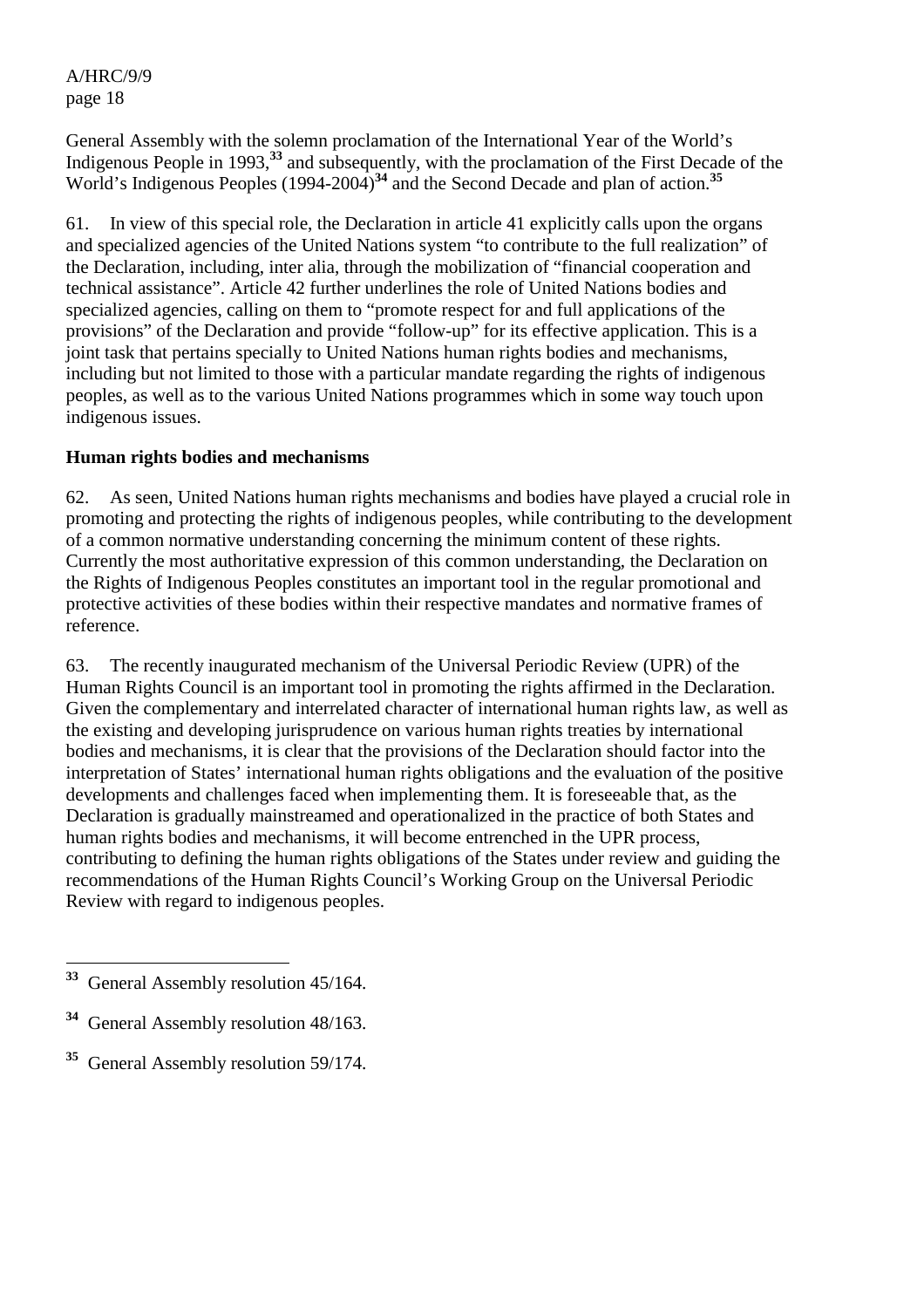General Assembly with the solemn proclamation of the International Year of the World's Indigenous People in 1993,[33] and subsequently, with the proclamation of the First Decade of the World's Indigenous Peoples (1994-2004)[34] and the Second Decade and plan of action.[35]

61. In view of this special role, the Declaration in article 41 explicitly calls upon the organs and specialized agencies of the United Nations system "to contribute to the full realization" of the Declaration, including, inter alia, through the mobilization of "financial cooperation and technical assistance". Article 42 further underlines the role of United Nations bodies and specialized agencies, calling on them to "promote respect for and full applications of the provisions" of the Declaration and provide "follow-up" for its effective application. This is a joint task that pertains specially to United Nations human rights bodies and mechanisms, including but not limited to those with a particular mandate regarding the rights of indigenous peoples, as well as to the various United Nations programmes which in some way touch upon indigenous issues.

**Human rights bodies and mechanisms**

62. As seen, United Nations human rights mechanisms and bodies have played a crucial role in promoting and protecting the rights of indigenous peoples, while contributing to the development of a common normative understanding concerning the minimum content of these rights. Currently the most authoritative expression of this common understanding, the Declaration on the Rights of Indigenous Peoples constitutes an important tool in the regular promotional and protective activities of these bodies within their respective mandates and normative frames of reference.

63. The recently inaugurated mechanism of the Universal Periodic Review (UPR) of the Human Rights Council is an important tool in promoting the rights affirmed in the Declaration. Given the complementary and interrelated character of international human rights law, as well as the existing and developing jurisprudence on various human rights treaties by international bodies and mechanisms, it is clear that the provisions of the Declaration should factor into the interpretation of States' international human rights obligations and the evaluation of the positive developments and challenges faced when implementing them. It is foreseeable that, as the Declaration is gradually mainstreamed and operationalized in the practice of both States and human rights bodies and mechanisms, it will become entrenched in the UPR process, contributing to defining the human rights obligations of the States under review and guiding the recommendations of the Human Rights Council's Working Group on the Universal Periodic Review with regard to indigenous peoples.

---

[33] General Assembly resolution 45/164.

[34] General Assembly resolution 48/163.

[35] General Assembly resolution 59/174.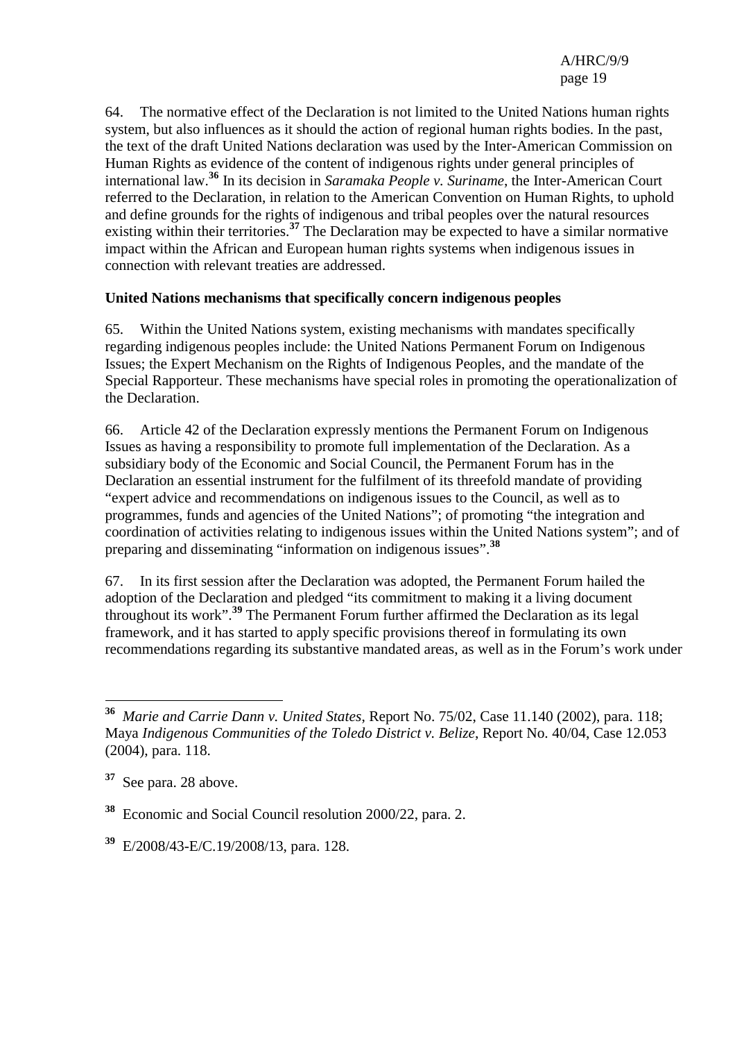64. The normative effect of the Declaration is not limited to the United Nations human rights system, but also influences as it should the action of regional human rights bodies. In the past, the text of the draft United Nations declaration was used by the Inter-American Commission on Human Rights as evidence of the content of indigenous rights under general principles of international law.[36] In its decision in *Saramaka People v. Suriname*, the Inter-American Court referred to the Declaration, in relation to the American Convention on Human Rights, to uphold and define grounds for the rights of indigenous and tribal peoples over the natural resources existing within their territories.[37] The Declaration may be expected to have a similar normative impact within the African and European human rights systems when indigenous issues in connection with relevant treaties are addressed.

**United Nations mechanisms that specifically concern indigenous peoples**

65. Within the United Nations system, existing mechanisms with mandates specifically regarding indigenous peoples include: the United Nations Permanent Forum on Indigenous Issues; the Expert Mechanism on the Rights of Indigenous Peoples, and the mandate of the Special Rapporteur. These mechanisms have special roles in promoting the operationalization of the Declaration.

66. Article 42 of the Declaration expressly mentions the Permanent Forum on Indigenous Issues as having a responsibility to promote full implementation of the Declaration. As a subsidiary body of the Economic and Social Council, the Permanent Forum has in the Declaration an essential instrument for the fulfilment of its threefold mandate of providing "expert advice and recommendations on indigenous issues to the Council, as well as to programmes, funds and agencies of the United Nations"; of promoting "the integration and coordination of activities relating to indigenous issues within the United Nations system"; and of preparing and disseminating "information on indigenous issues".[38]

67. In its first session after the Declaration was adopted, the Permanent Forum hailed the adoption of the Declaration and pledged "its commitment to making it a living document throughout its work".[39] The Permanent Forum further affirmed the Declaration as its legal framework, and it has started to apply specific provisions thereof in formulating its own recommendations regarding its substantive mandated areas, as well as in the Forum's work under

---

[36] *Marie and Carrie Dann v. United States*, Report No. 75/02, Case 11.140 (2002), para. 118; Maya *Indigenous Communities of the Toledo District v. Belize*, Report No. 40/04, Case 12.053 (2004), para. 118.

[37] See para. 28 above.

[38] Economic and Social Council resolution 2000/22, para. 2.

[39] E/2008/43-E/C.19/2008/13, para. 128.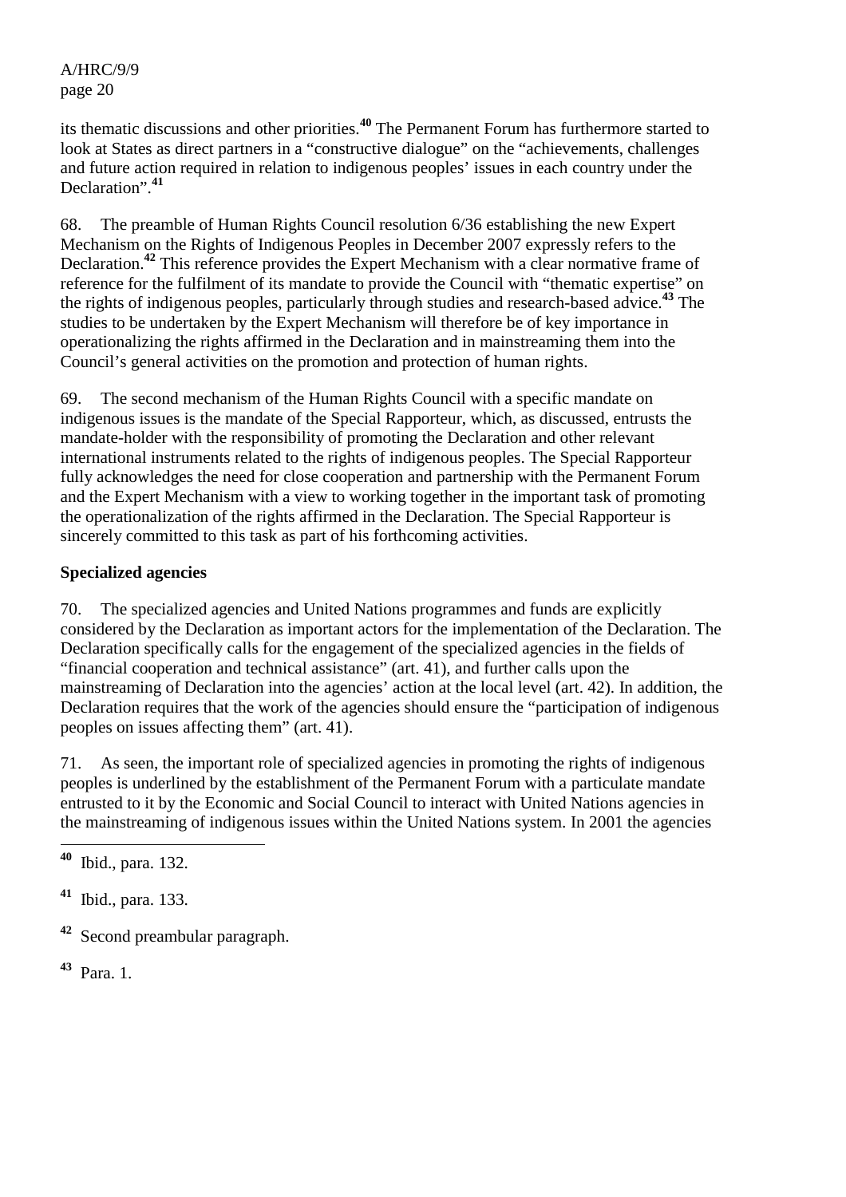its thematic discussions and other priorities.[40] The Permanent Forum has furthermore started to look at States as direct partners in a "constructive dialogue" on the "achievements, challenges and future action required in relation to indigenous peoples' issues in each country under the Declaration".[41]

68. The preamble of Human Rights Council resolution 6/36 establishing the new Expert Mechanism on the Rights of Indigenous Peoples in December 2007 expressly refers to the Declaration.[42] This reference provides the Expert Mechanism with a clear normative frame of reference for the fulfilment of its mandate to provide the Council with "thematic expertise" on the rights of indigenous peoples, particularly through studies and research-based advice.[43] The studies to be undertaken by the Expert Mechanism will therefore be of key importance in operationalizing the rights affirmed in the Declaration and in mainstreaming them into the Council's general activities on the promotion and protection of human rights.

69. The second mechanism of the Human Rights Council with a specific mandate on indigenous issues is the mandate of the Special Rapporteur, which, as discussed, entrusts the mandate-holder with the responsibility of promoting the Declaration and other relevant international instruments related to the rights of indigenous peoples. The Special Rapporteur fully acknowledges the need for close cooperation and partnership with the Permanent Forum and the Expert Mechanism with a view to working together in the important task of promoting the operationalization of the rights affirmed in the Declaration. The Special Rapporteur is sincerely committed to this task as part of his forthcoming activities.

**Specialized agencies**

70. The specialized agencies and United Nations programmes and funds are explicitly considered by the Declaration as important actors for the implementation of the Declaration. The Declaration specifically calls for the engagement of the specialized agencies in the fields of "financial cooperation and technical assistance" (art. 41), and further calls upon the mainstreaming of Declaration into the agencies' action at the local level (art. 42). In addition, the Declaration requires that the work of the agencies should ensure the "participation of indigenous peoples on issues affecting them" (art. 41).

71. As seen, the important role of specialized agencies in promoting the rights of indigenous peoples is underlined by the establishment of the Permanent Forum with a particulate mandate entrusted to it by the Economic and Social Council to interact with United Nations agencies in the mainstreaming of indigenous issues within the United Nations system. In 2001 the agencies

---

[40] Ibid., para. 132.

[41] Ibid., para. 133.

[42] Second preambular paragraph.

[43] Para. 1.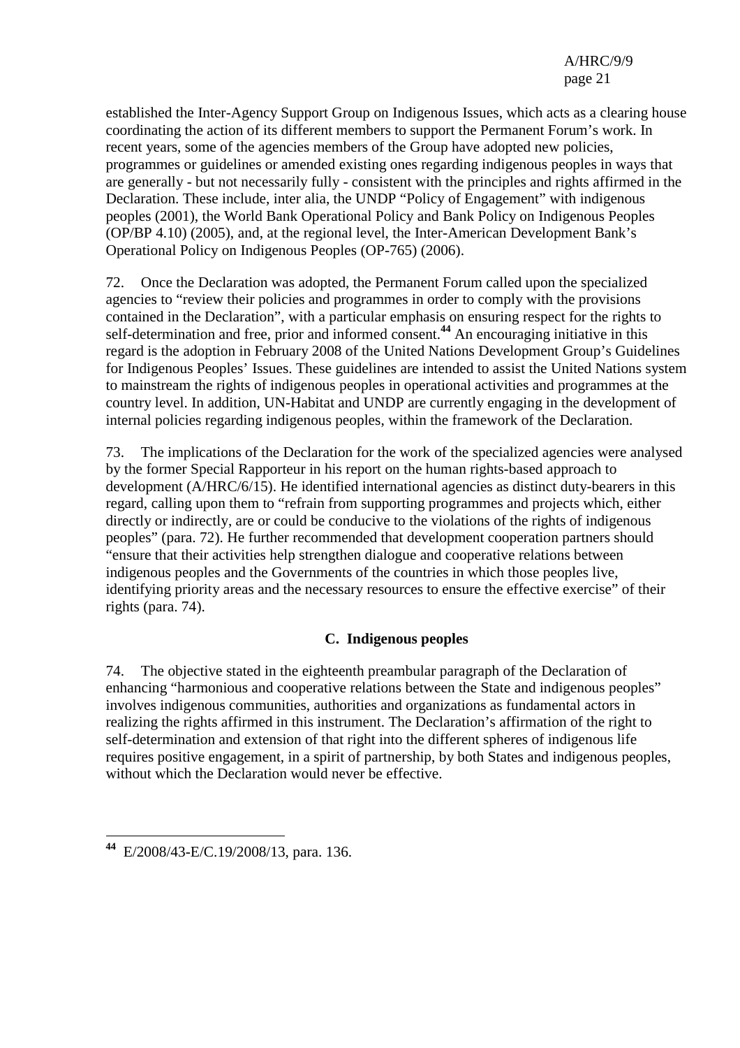established the Inter-Agency Support Group on Indigenous Issues, which acts as a clearing house coordinating the action of its different members to support the Permanent Forum's work. In recent years, some of the agencies members of the Group have adopted new policies, programmes or guidelines or amended existing ones regarding indigenous peoples in ways that are generally - but not necessarily fully - consistent with the principles and rights affirmed in the Declaration. These include, inter alia, the UNDP "Policy of Engagement" with indigenous peoples (2001), the World Bank Operational Policy and Bank Policy on Indigenous Peoples (OP/BP 4.10) (2005), and, at the regional level, the Inter-American Development Bank's Operational Policy on Indigenous Peoples (OP-765) (2006).

72. Once the Declaration was adopted, the Permanent Forum called upon the specialized agencies to "review their policies and programmes in order to comply with the provisions contained in the Declaration", with a particular emphasis on ensuring respect for the rights to self-determination and free, prior and informed consent.[44] An encouraging initiative in this regard is the adoption in February 2008 of the United Nations Development Group's Guidelines for Indigenous Peoples' Issues. These guidelines are intended to assist the United Nations system to mainstream the rights of indigenous peoples in operational activities and programmes at the country level. In addition, UN-Habitat and UNDP are currently engaging in the development of internal policies regarding indigenous peoples, within the framework of the Declaration.

73. The implications of the Declaration for the work of the specialized agencies were analysed by the former Special Rapporteur in his report on the human rights-based approach to development (A/HRC/6/15). He identified international agencies as distinct duty-bearers in this regard, calling upon them to "refrain from supporting programmes and projects which, either directly or indirectly, are or could be conducive to the violations of the rights of indigenous peoples" (para. 72). He further recommended that development cooperation partners should "ensure that their activities help strengthen dialogue and cooperative relations between indigenous peoples and the Governments of the countries in which those peoples live, identifying priority areas and the necessary resources to ensure the effective exercise" of their rights (para. 74).

### C. Indigenous peoples

74. The objective stated in the eighteenth preambular paragraph of the Declaration of enhancing "harmonious and cooperative relations between the State and indigenous peoples" involves indigenous communities, authorities and organizations as fundamental actors in realizing the rights affirmed in this instrument. The Declaration's affirmation of the right to self-determination and extension of that right into the different spheres of indigenous life requires positive engagement, in a spirit of partnership, by both States and indigenous peoples, without which the Declaration would never be effective.

---

[44] E/2008/43-E/C.19/2008/13, para. 136.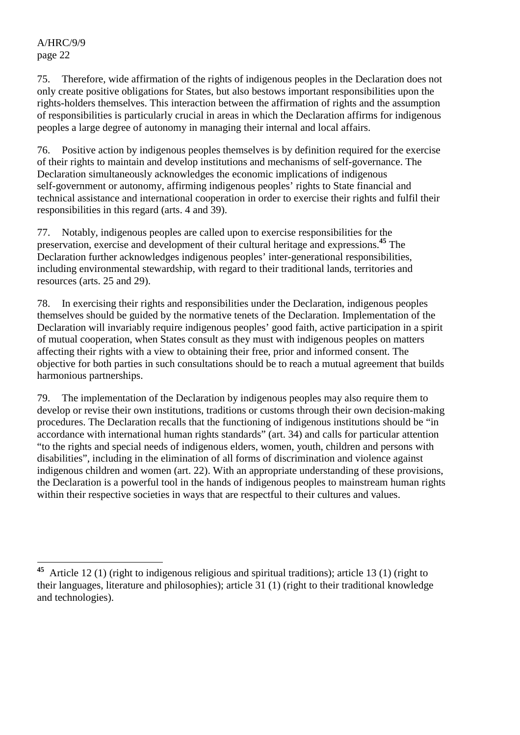75. Therefore, wide affirmation of the rights of indigenous peoples in the Declaration does not only create positive obligations for States, but also bestows important responsibilities upon the rights-holders themselves. This interaction between the affirmation of rights and the assumption of responsibilities is particularly crucial in areas in which the Declaration affirms for indigenous peoples a large degree of autonomy in managing their internal and local affairs.

76. Positive action by indigenous peoples themselves is by definition required for the exercise of their rights to maintain and develop institutions and mechanisms of self-governance. The Declaration simultaneously acknowledges the economic implications of indigenous self-government or autonomy, affirming indigenous peoples' rights to State financial and technical assistance and international cooperation in order to exercise their rights and fulfil their responsibilities in this regard (arts. 4 and 39).

77. Notably, indigenous peoples are called upon to exercise responsibilities for the preservation, exercise and development of their cultural heritage and expressions.[45] The Declaration further acknowledges indigenous peoples' inter-generational responsibilities, including environmental stewardship, with regard to their traditional lands, territories and resources (arts. 25 and 29).

78. In exercising their rights and responsibilities under the Declaration, indigenous peoples themselves should be guided by the normative tenets of the Declaration. Implementation of the Declaration will invariably require indigenous peoples' good faith, active participation in a spirit of mutual cooperation, when States consult as they must with indigenous peoples on matters affecting their rights with a view to obtaining their free, prior and informed consent. The objective for both parties in such consultations should be to reach a mutual agreement that builds harmonious partnerships.

79. The implementation of the Declaration by indigenous peoples may also require them to develop or revise their own institutions, traditions or customs through their own decision-making procedures. The Declaration recalls that the functioning of indigenous institutions should be "in accordance with international human rights standards" (art. 34) and calls for particular attention "to the rights and special needs of indigenous elders, women, youth, children and persons with disabilities", including in the elimination of all forms of discrimination and violence against indigenous children and women (art. 22). With an appropriate understanding of these provisions, the Declaration is a powerful tool in the hands of indigenous peoples to mainstream human rights within their respective societies in ways that are respectful to their cultures and values.

---

[45] Article 12 (1) (right to indigenous religious and spiritual traditions); article 13 (1) (right to their languages, literature and philosophies); article 31 (1) (right to their traditional knowledge and technologies).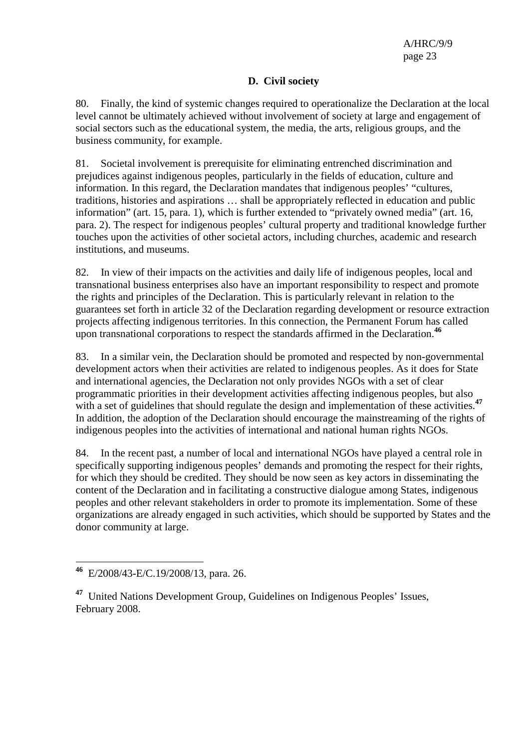### D. Civil society

80. Finally, the kind of systemic changes required to operationalize the Declaration at the local level cannot be ultimately achieved without involvement of society at large and engagement of social sectors such as the educational system, the media, the arts, religious groups, and the business community, for example.

81. Societal involvement is prerequisite for eliminating entrenched discrimination and prejudices against indigenous peoples, particularly in the fields of education, culture and information. In this regard, the Declaration mandates that indigenous peoples' "cultures, traditions, histories and aspirations … shall be appropriately reflected in education and public information" (art. 15, para. 1), which is further extended to "privately owned media" (art. 16, para. 2). The respect for indigenous peoples' cultural property and traditional knowledge further touches upon the activities of other societal actors, including churches, academic and research institutions, and museums.

82. In view of their impacts on the activities and daily life of indigenous peoples, local and transnational business enterprises also have an important responsibility to respect and promote the rights and principles of the Declaration. This is particularly relevant in relation to the guarantees set forth in article 32 of the Declaration regarding development or resource extraction projects affecting indigenous territories. In this connection, the Permanent Forum has called upon transnational corporations to respect the standards affirmed in the Declaration.[46]

83. In a similar vein, the Declaration should be promoted and respected by non-governmental development actors when their activities are related to indigenous peoples. As it does for State and international agencies, the Declaration not only provides NGOs with a set of clear programmatic priorities in their development activities affecting indigenous peoples, but also with a set of guidelines that should regulate the design and implementation of these activities.[47] In addition, the adoption of the Declaration should encourage the mainstreaming of the rights of indigenous peoples into the activities of international and national human rights NGOs.

84. In the recent past, a number of local and international NGOs have played a central role in specifically supporting indigenous peoples' demands and promoting the respect for their rights, for which they should be credited. They should be now seen as key actors in disseminating the content of the Declaration and in facilitating a constructive dialogue among States, indigenous peoples and other relevant stakeholders in order to promote its implementation. Some of these organizations are already engaged in such activities, which should be supported by States and the donor community at large.

---

[46] E/2008/43-E/C.19/2008/13, para. 26.

[47] United Nations Development Group, Guidelines on Indigenous Peoples' Issues, February 2008.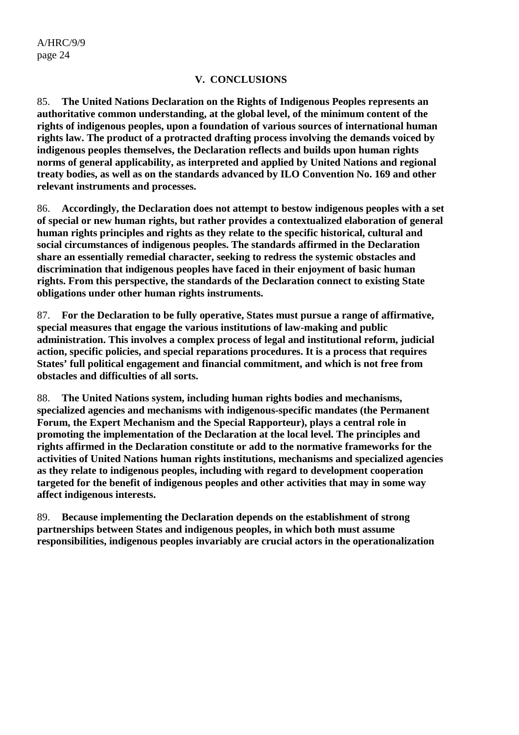## V. CONCLUSIONS

85. **The United Nations Declaration on the Rights of Indigenous Peoples represents an authoritative common understanding, at the global level, of the minimum content of the rights of indigenous peoples, upon a foundation of various sources of international human rights law. The product of a protracted drafting process involving the demands voiced by indigenous peoples themselves, the Declaration reflects and builds upon human rights norms of general applicability, as interpreted and applied by United Nations and regional treaty bodies, as well as on the standards advanced by ILO Convention No. 169 and other relevant instruments and processes.**

86. **Accordingly, the Declaration does not attempt to bestow indigenous peoples with a set of special or new human rights, but rather provides a contextualized elaboration of general human rights principles and rights as they relate to the specific historical, cultural and social circumstances of indigenous peoples. The standards affirmed in the Declaration share an essentially remedial character, seeking to redress the systemic obstacles and discrimination that indigenous peoples have faced in their enjoyment of basic human rights. From this perspective, the standards of the Declaration connect to existing State obligations under other human rights instruments.**

87. **For the Declaration to be fully operative, States must pursue a range of affirmative, special measures that engage the various institutions of law-making and public administration. This involves a complex process of legal and institutional reform, judicial action, specific policies, and special reparations procedures. It is a process that requires States' full political engagement and financial commitment, and which is not free from obstacles and difficulties of all sorts.**

88. **The United Nations system, including human rights bodies and mechanisms, specialized agencies and mechanisms with indigenous-specific mandates (the Permanent Forum, the Expert Mechanism and the Special Rapporteur), plays a central role in promoting the implementation of the Declaration at the local level. The principles and rights affirmed in the Declaration constitute or add to the normative frameworks for the activities of United Nations human rights institutions, mechanisms and specialized agencies as they relate to indigenous peoples, including with regard to development cooperation targeted for the benefit of indigenous peoples and other activities that may in some way affect indigenous interests.**

89. **Because implementing the Declaration depends on the establishment of strong partnerships between States and indigenous peoples, in which both must assume responsibilities, indigenous peoples invariably are crucial actors in the operationalization**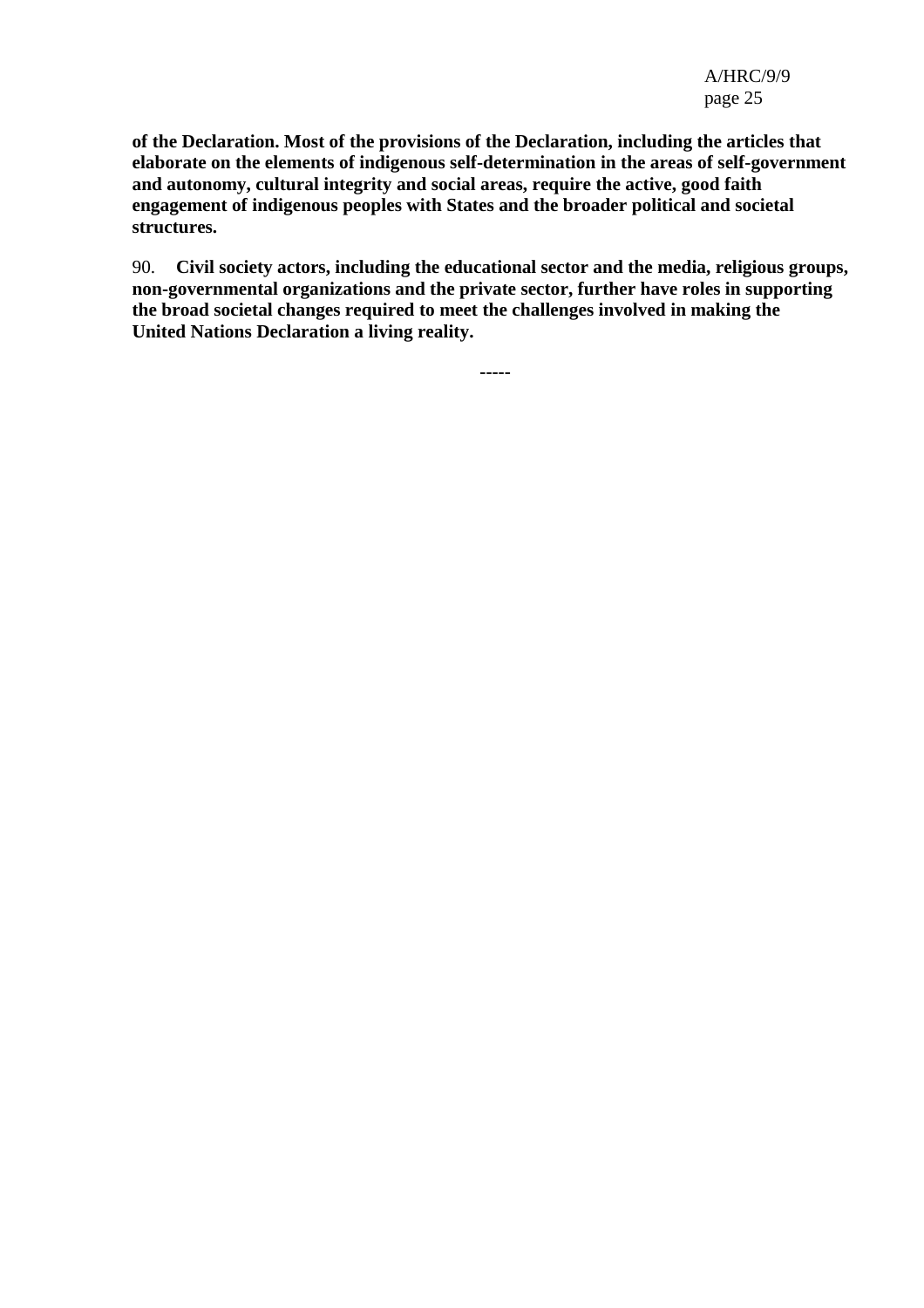**of the Declaration. Most of the provisions of the Declaration, including the articles that elaborate on the elements of indigenous self-determination in the areas of self-government and autonomy, cultural integrity and social areas, require the active, good faith engagement of indigenous peoples with States and the broader political and societal structures.**

90. **Civil society actors, including the educational sector and the media, religious groups, non-governmental organizations and the private sector, further have roles in supporting the broad societal changes required to meet the challenges involved in making the United Nations Declaration a living reality.**

-----